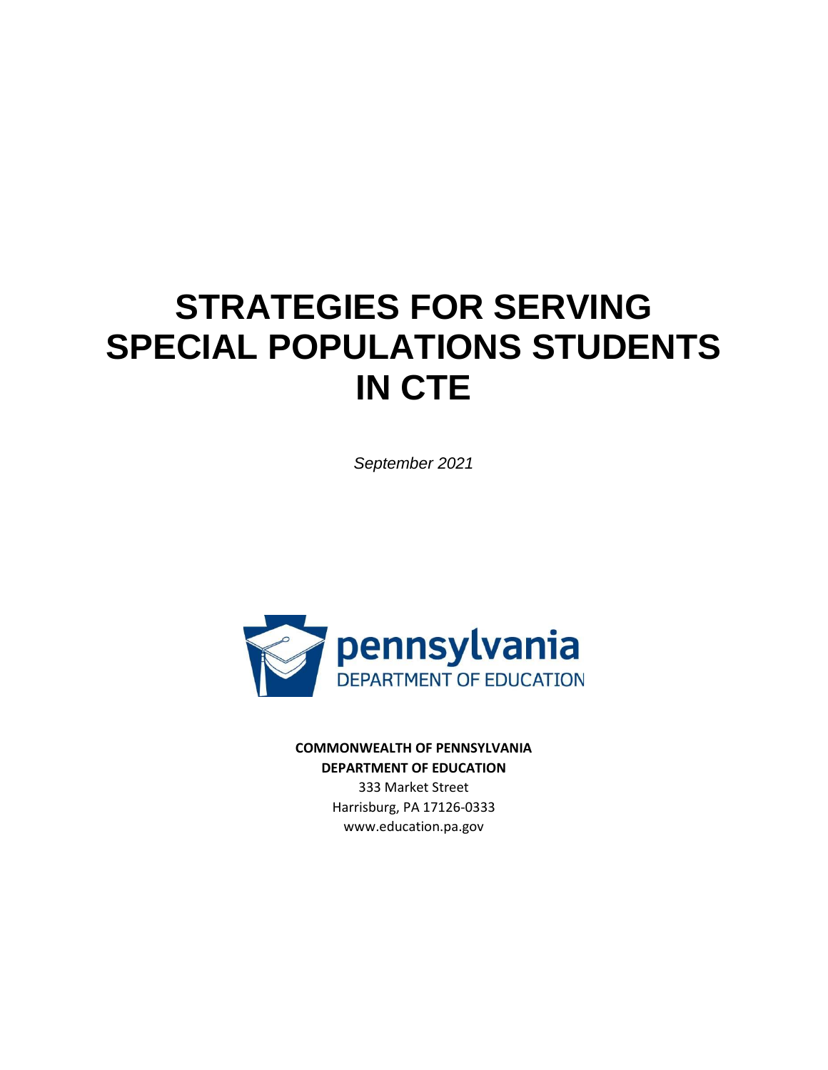# STRATEGIES FOR SERVING SPECIAL POPULATIONS STUDENTS IN CTE

*September 2021*

pennsylvania
DEPARTMENT OF EDUCATION

**COMMONWEALTH OF PENNSYLVANIA**
**DEPARTMENT OF EDUCATION**
333 Market Street
Harrisburg, PA 17126-0333
www.education.pa.gov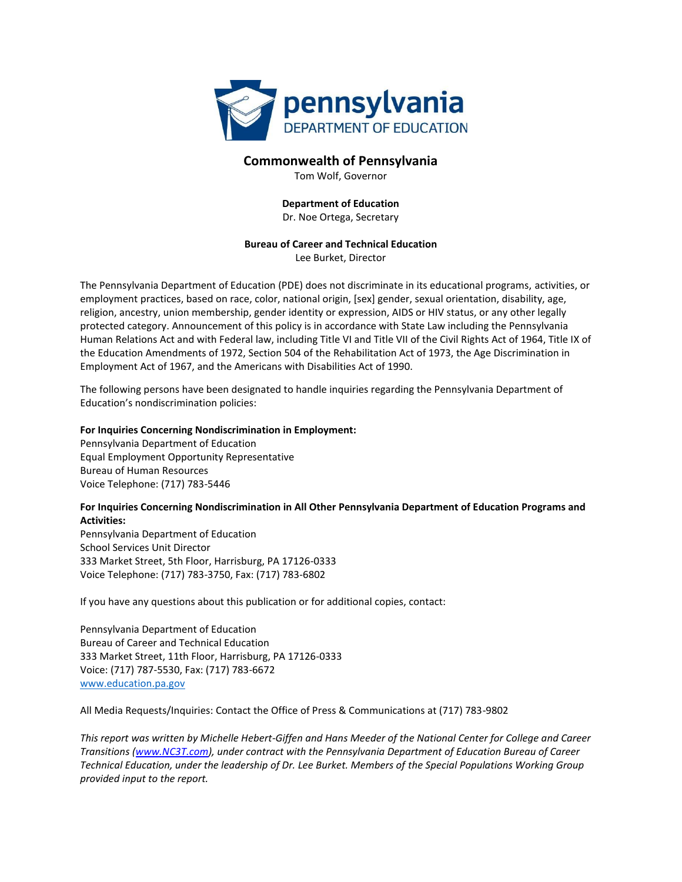**Commonwealth of Pennsylvania**
Tom Wolf, Governor

**Department of Education**
Dr. Noe Ortega, Secretary

**Bureau of Career and Technical Education**
Lee Burket, Director

The Pennsylvania Department of Education (PDE) does not discriminate in its educational programs, activities, or employment practices, based on race, color, national origin, [sex] gender, sexual orientation, disability, age, religion, ancestry, union membership, gender identity or expression, AIDS or HIV status, or any other legally protected category. Announcement of this policy is in accordance with State Law including the Pennsylvania Human Relations Act and with Federal law, including Title VI and Title VII of the Civil Rights Act of 1964, Title IX of the Education Amendments of 1972, Section 504 of the Rehabilitation Act of 1973, the Age Discrimination in Employment Act of 1967, and the Americans with Disabilities Act of 1990.

The following persons have been designated to handle inquiries regarding the Pennsylvania Department of Education's nondiscrimination policies:

**For Inquiries Concerning Nondiscrimination in Employment:**
Pennsylvania Department of Education
Equal Employment Opportunity Representative
Bureau of Human Resources
Voice Telephone: (717) 783-5446

**For Inquiries Concerning Nondiscrimination in All Other Pennsylvania Department of Education Programs and Activities:**
Pennsylvania Department of Education
School Services Unit Director
333 Market Street, 5th Floor, Harrisburg, PA 17126-0333
Voice Telephone: (717) 783-3750, Fax: (717) 783-6802

If you have any questions about this publication or for additional copies, contact:

Pennsylvania Department of Education
Bureau of Career and Technical Education
333 Market Street, 11th Floor, Harrisburg, PA 17126-0333
Voice: (717) 787-5530, Fax: (717) 783-6672
www.education.pa.gov

All Media Requests/Inquiries: Contact the Office of Press & Communications at (717) 783-9802

*This report was written by Michelle Hebert-Giffen and Hans Meeder of the National Center for College and Career Transitions (www.NC3T.com), under contract with the Pennsylvania Department of Education Bureau of Career Technical Education, under the leadership of Dr. Lee Burket. Members of the Special Populations Working Group provided input to the report.*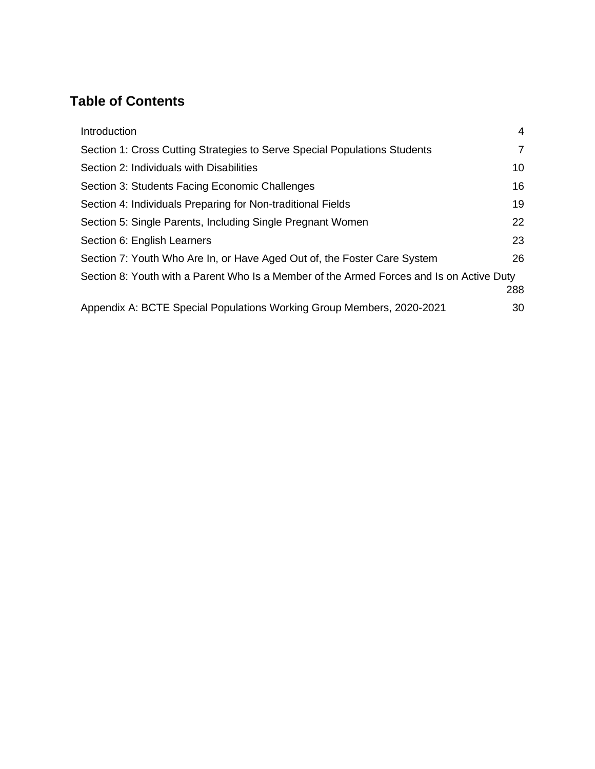## Table of Contents

| | |
|---|---|
| Introduction | 4 |
| Section 1: Cross Cutting Strategies to Serve Special Populations Students | 7 |
| Section 2: Individuals with Disabilities | 10 |
| Section 3: Students Facing Economic Challenges | 16 |
| Section 4: Individuals Preparing for Non-traditional Fields | 19 |
| Section 5: Single Parents, Including Single Pregnant Women | 22 |
| Section 6: English Learners | 23 |
| Section 7: Youth Who Are In, or Have Aged Out of, the Foster Care System | 26 |
| Section 8: Youth with a Parent Who Is a Member of the Armed Forces and Is on Active Duty | 288 |
| Appendix A: BCTE Special Populations Working Group Members, 2020-2021 | 30 |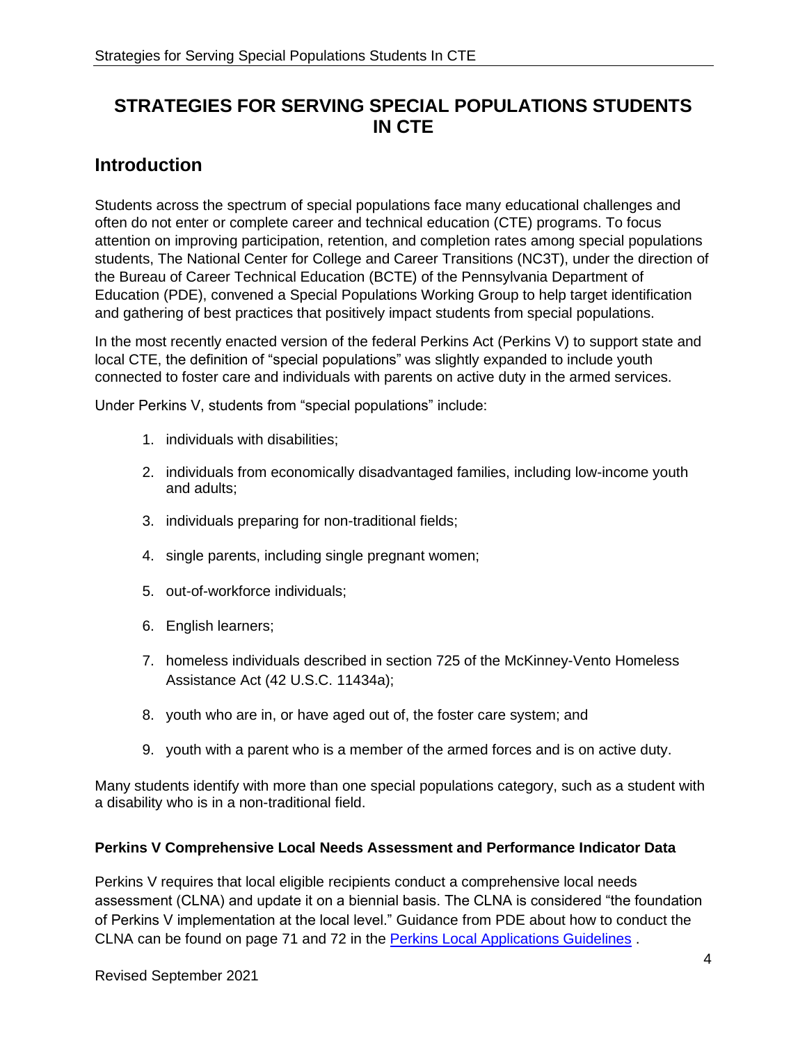# STRATEGIES FOR SERVING SPECIAL POPULATIONS STUDENTS IN CTE

## Introduction

Students across the spectrum of special populations face many educational challenges and often do not enter or complete career and technical education (CTE) programs. To focus attention on improving participation, retention, and completion rates among special populations students, The National Center for College and Career Transitions (NC3T), under the direction of the Bureau of Career Technical Education (BCTE) of the Pennsylvania Department of Education (PDE), convened a Special Populations Working Group to help target identification and gathering of best practices that positively impact students from special populations.

In the most recently enacted version of the federal Perkins Act (Perkins V) to support state and local CTE, the definition of "special populations" was slightly expanded to include youth connected to foster care and individuals with parents on active duty in the armed services.

Under Perkins V, students from "special populations" include:

1. individuals with disabilities;
2. individuals from economically disadvantaged families, including low-income youth and adults;
3. individuals preparing for non-traditional fields;
4. single parents, including single pregnant women;
5. out-of-workforce individuals;
6. English learners;
7. homeless individuals described in section 725 of the McKinney-Vento Homeless Assistance Act (42 U.S.C. 11434a);
8. youth who are in, or have aged out of, the foster care system; and
9. youth with a parent who is a member of the armed forces and is on active duty.

Many students identify with more than one special populations category, such as a student with a disability who is in a non-traditional field.

**Perkins V Comprehensive Local Needs Assessment and Performance Indicator Data**

Perkins V requires that local eligible recipients conduct a comprehensive local needs assessment (CLNA) and update it on a biennial basis. The CLNA is considered "the foundation of Perkins V implementation at the local level." Guidance from PDE about how to conduct the CLNA can be found on page 71 and 72 in the Perkins Local Applications Guidelines .

Revised September 2021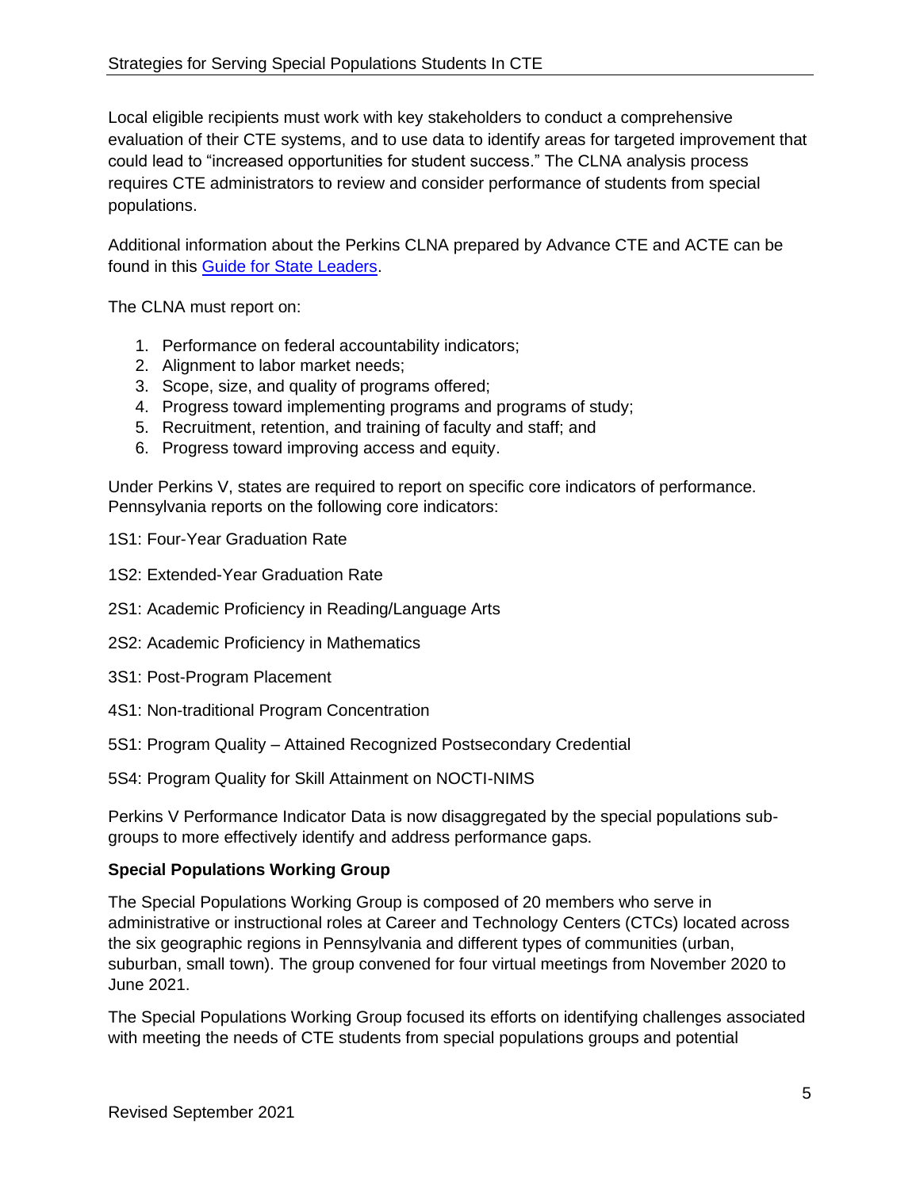Local eligible recipients must work with key stakeholders to conduct a comprehensive evaluation of their CTE systems, and to use data to identify areas for targeted improvement that could lead to "increased opportunities for student success." The CLNA analysis process requires CTE administrators to review and consider performance of students from special populations.

Additional information about the Perkins CLNA prepared by Advance CTE and ACTE can be found in this Guide for State Leaders.

The CLNA must report on:

1. Performance on federal accountability indicators;
2. Alignment to labor market needs;
3. Scope, size, and quality of programs offered;
4. Progress toward implementing programs and programs of study;
5. Recruitment, retention, and training of faculty and staff; and
6. Progress toward improving access and equity.

Under Perkins V, states are required to report on specific core indicators of performance. Pennsylvania reports on the following core indicators:

1S1: Four-Year Graduation Rate

1S2: Extended-Year Graduation Rate

2S1: Academic Proficiency in Reading/Language Arts

2S2: Academic Proficiency in Mathematics

3S1: Post-Program Placement

4S1: Non-traditional Program Concentration

5S1: Program Quality – Attained Recognized Postsecondary Credential

5S4: Program Quality for Skill Attainment on NOCTI-NIMS

Perkins V Performance Indicator Data is now disaggregated by the special populations sub-groups to more effectively identify and address performance gaps.

**Special Populations Working Group**

The Special Populations Working Group is composed of 20 members who serve in administrative or instructional roles at Career and Technology Centers (CTCs) located across the six geographic regions in Pennsylvania and different types of communities (urban, suburban, small town). The group convened for four virtual meetings from November 2020 to June 2021.

The Special Populations Working Group focused its efforts on identifying challenges associated with meeting the needs of CTE students from special populations groups and potential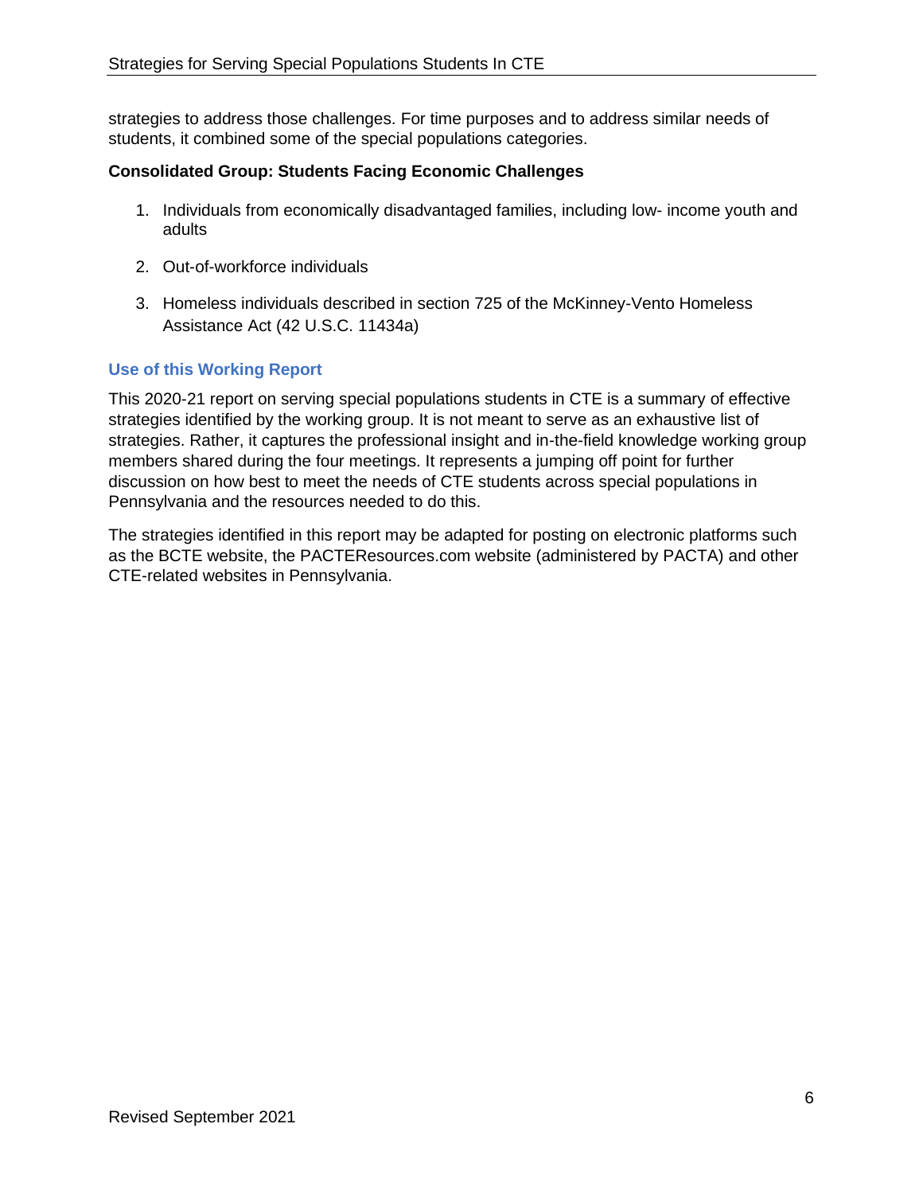strategies to address those challenges. For time purposes and to address similar needs of students, it combined some of the special populations categories.

**Consolidated Group: Students Facing Economic Challenges**

1. Individuals from economically disadvantaged families, including low- income youth and adults
2. Out-of-workforce individuals
3. Homeless individuals described in section 725 of the McKinney-Vento Homeless Assistance Act (42 U.S.C. 11434a)

### Use of this Working Report

This 2020-21 report on serving special populations students in CTE is a summary of effective strategies identified by the working group. It is not meant to serve as an exhaustive list of strategies. Rather, it captures the professional insight and in-the-field knowledge working group members shared during the four meetings. It represents a jumping off point for further discussion on how best to meet the needs of CTE students across special populations in Pennsylvania and the resources needed to do this.

The strategies identified in this report may be adapted for posting on electronic platforms such as the BCTE website, the PACTEResources.com website (administered by PACTA) and other CTE-related websites in Pennsylvania.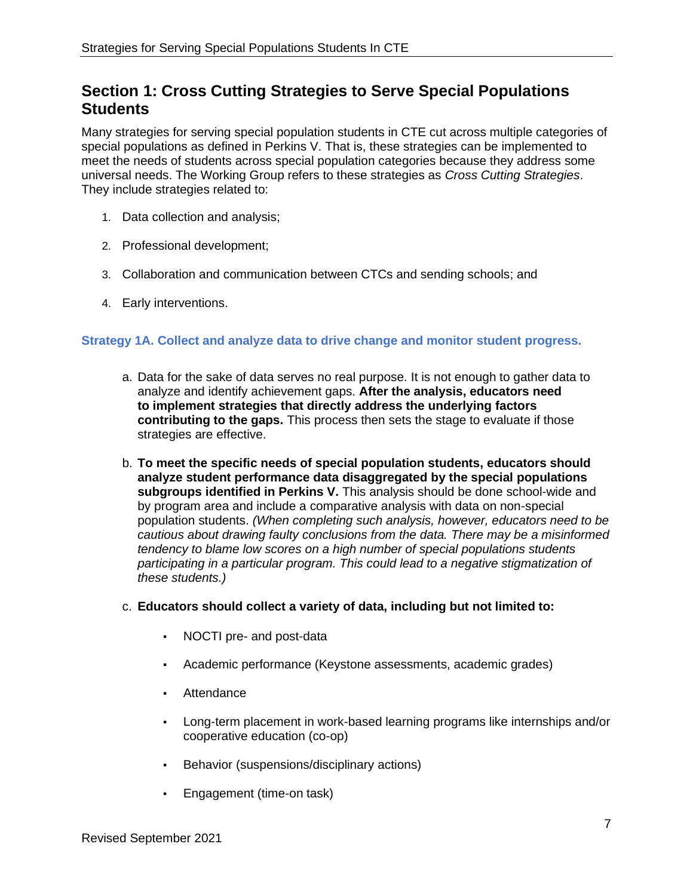## Section 1: Cross Cutting Strategies to Serve Special Populations Students

Many strategies for serving special population students in CTE cut across multiple categories of special populations as defined in Perkins V. That is, these strategies can be implemented to meet the needs of students across special population categories because they address some universal needs. The Working Group refers to these strategies as *Cross Cutting Strategies*. They include strategies related to:

1. Data collection and analysis;
2. Professional development;
3. Collaboration and communication between CTCs and sending schools; and
4. Early interventions.

### Strategy 1A. Collect and analyze data to drive change and monitor student progress.

a. Data for the sake of data serves no real purpose. It is not enough to gather data to analyze and identify achievement gaps. **After the analysis, educators need to implement strategies that directly address the underlying factors contributing to the gaps.** This process then sets the stage to evaluate if those strategies are effective.

b. **To meet the specific needs of special population students, educators should analyze student performance data disaggregated by the special populations subgroups identified in Perkins V.** This analysis should be done school-wide and by program area and include a comparative analysis with data on non-special population students. *(When completing such analysis, however, educators need to be cautious about drawing faulty conclusions from the data. There may be a misinformed tendency to blame low scores on a high number of special populations students participating in a particular program. This could lead to a negative stigmatization of these students.)*

c. **Educators should collect a variety of data, including but not limited to:**

- NOCTI pre- and post-data
- Academic performance (Keystone assessments, academic grades)
- Attendance
- Long-term placement in work-based learning programs like internships and/or cooperative education (co-op)
- Behavior (suspensions/disciplinary actions)
- Engagement (time-on task)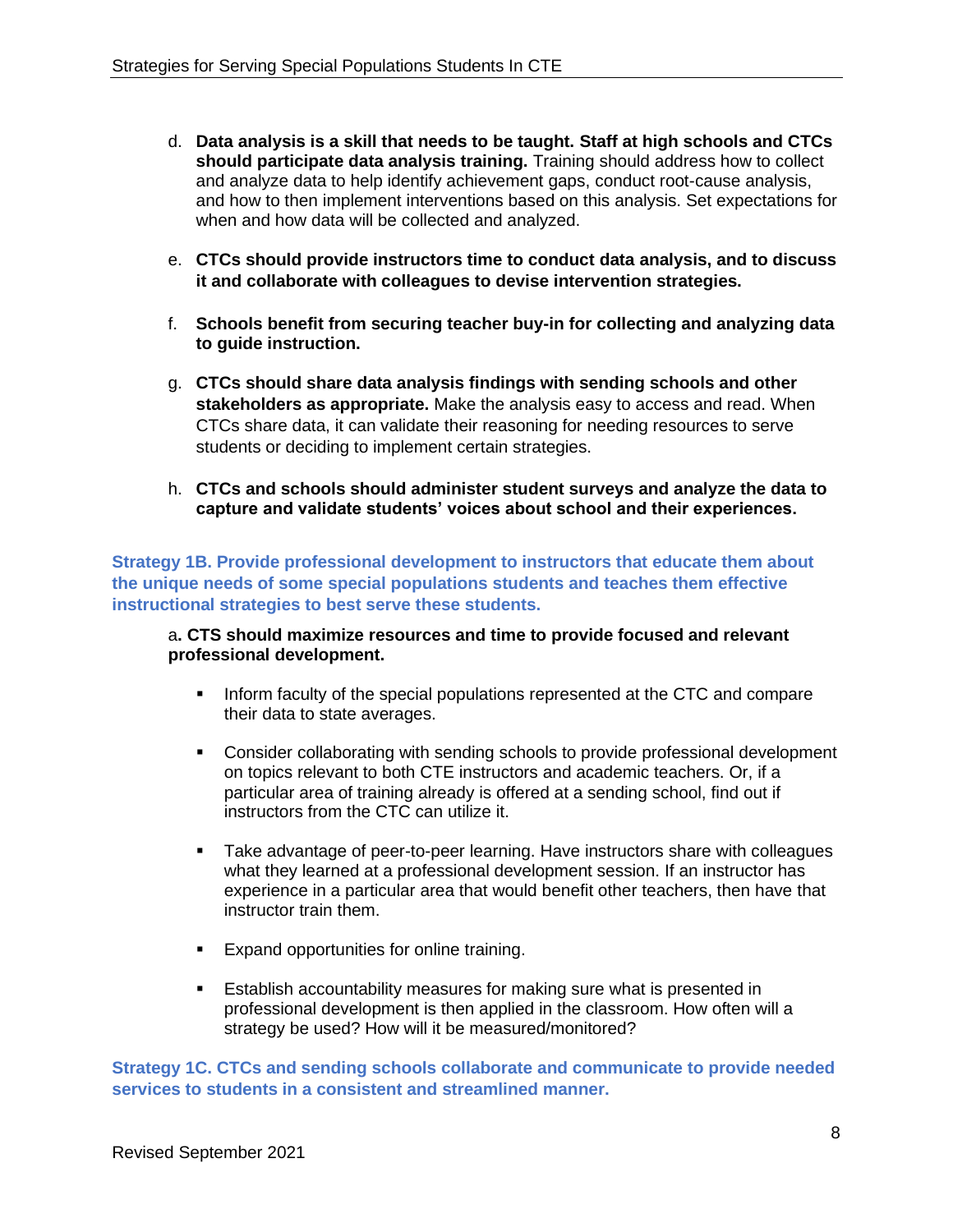d. **Data analysis is a skill that needs to be taught. Staff at high schools and CTCs should participate data analysis training.** Training should address how to collect and analyze data to help identify achievement gaps, conduct root-cause analysis, and how to then implement interventions based on this analysis. Set expectations for when and how data will be collected and analyzed.

e. **CTCs should provide instructors time to conduct data analysis, and to discuss it and collaborate with colleagues to devise intervention strategies.**

f. **Schools benefit from securing teacher buy-in for collecting and analyzing data to guide instruction.**

g. **CTCs should share data analysis findings with sending schools and other stakeholders as appropriate.** Make the analysis easy to access and read. When CTCs share data, it can validate their reasoning for needing resources to serve students or deciding to implement certain strategies.

h. **CTCs and schools should administer student surveys and analyze the data to capture and validate students' voices about school and their experiences.**

### Strategy 1B. Provide professional development to instructors that educate them about the unique needs of some special populations students and teaches them effective instructional strategies to best serve these students.

a**. CTS should maximize resources and time to provide focused and relevant professional development.**

- Inform faculty of the special populations represented at the CTC and compare their data to state averages.
- Consider collaborating with sending schools to provide professional development on topics relevant to both CTE instructors and academic teachers. Or, if a particular area of training already is offered at a sending school, find out if instructors from the CTC can utilize it.
- Take advantage of peer-to-peer learning. Have instructors share with colleagues what they learned at a professional development session. If an instructor has experience in a particular area that would benefit other teachers, then have that instructor train them.
- Expand opportunities for online training.
- Establish accountability measures for making sure what is presented in professional development is then applied in the classroom. How often will a strategy be used? How will it be measured/monitored?

### Strategy 1C. CTCs and sending schools collaborate and communicate to provide needed services to students in a consistent and streamlined manner.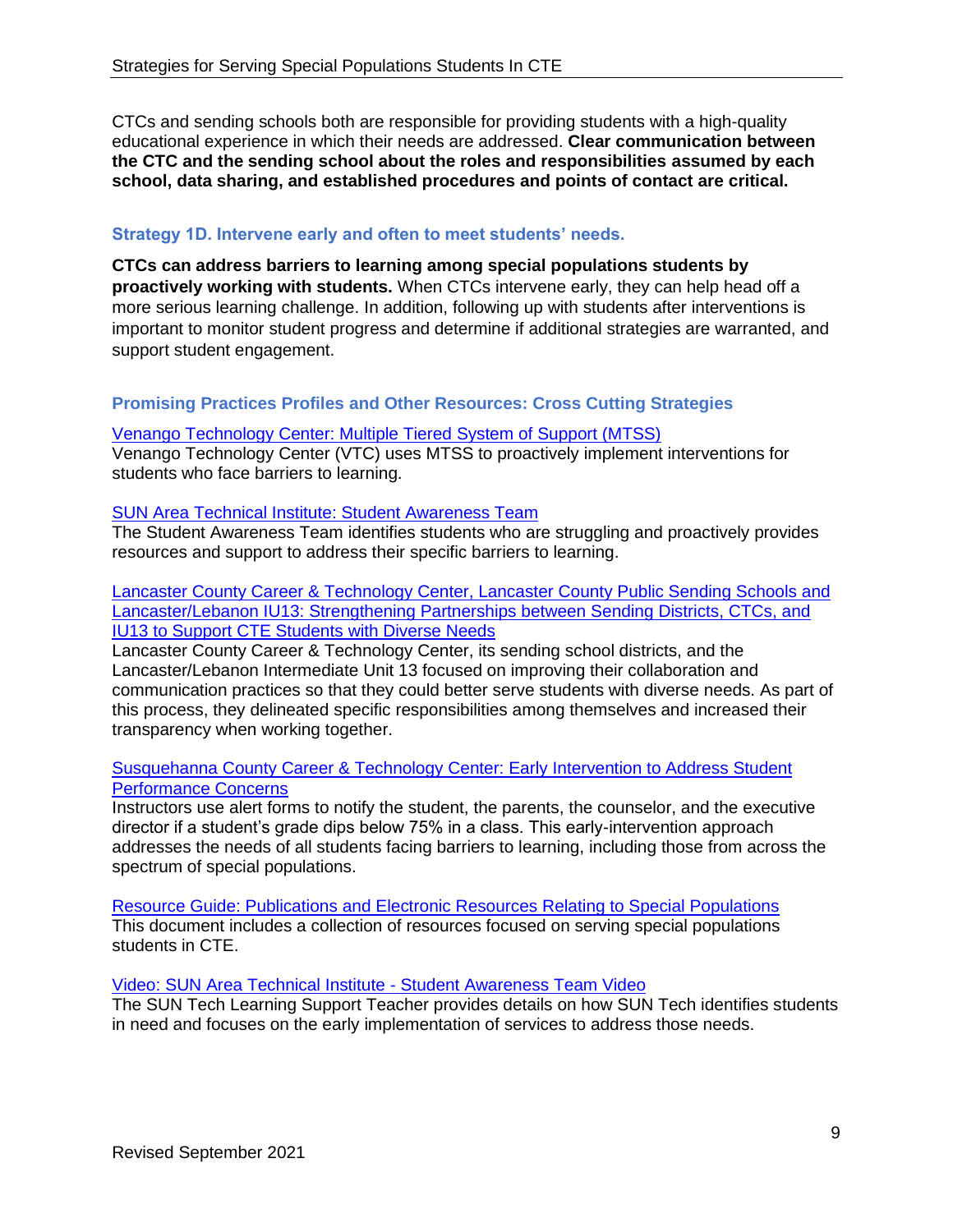CTCs and sending schools both are responsible for providing students with a high-quality educational experience in which their needs are addressed. **Clear communication between the CTC and the sending school about the roles and responsibilities assumed by each school, data sharing, and established procedures and points of contact are critical.**

### Strategy 1D. Intervene early and often to meet students' needs.

**CTCs can address barriers to learning among special populations students by proactively working with students.** When CTCs intervene early, they can help head off a more serious learning challenge. In addition, following up with students after interventions is important to monitor student progress and determine if additional strategies are warranted, and support student engagement.

### Promising Practices Profiles and Other Resources: Cross Cutting Strategies

Venango Technology Center: Multiple Tiered System of Support (MTSS)
Venango Technology Center (VTC) uses MTSS to proactively implement interventions for students who face barriers to learning.

SUN Area Technical Institute: Student Awareness Team
The Student Awareness Team identifies students who are struggling and proactively provides resources and support to address their specific barriers to learning.

Lancaster County Career & Technology Center, Lancaster County Public Sending Schools and Lancaster/Lebanon IU13: Strengthening Partnerships between Sending Districts, CTCs, and IU13 to Support CTE Students with Diverse Needs
Lancaster County Career & Technology Center, its sending school districts, and the Lancaster/Lebanon Intermediate Unit 13 focused on improving their collaboration and communication practices so that they could better serve students with diverse needs. As part of this process, they delineated specific responsibilities among themselves and increased their transparency when working together.

Susquehanna County Career & Technology Center: Early Intervention to Address Student Performance Concerns
Instructors use alert forms to notify the student, the parents, the counselor, and the executive director if a student's grade dips below 75% in a class. This early-intervention approach addresses the needs of all students facing barriers to learning, including those from across the spectrum of special populations.

Resource Guide: Publications and Electronic Resources Relating to Special Populations
This document includes a collection of resources focused on serving special populations students in CTE.

Video: SUN Area Technical Institute - Student Awareness Team Video
The SUN Tech Learning Support Teacher provides details on how SUN Tech identifies students in need and focuses on the early implementation of services to address those needs.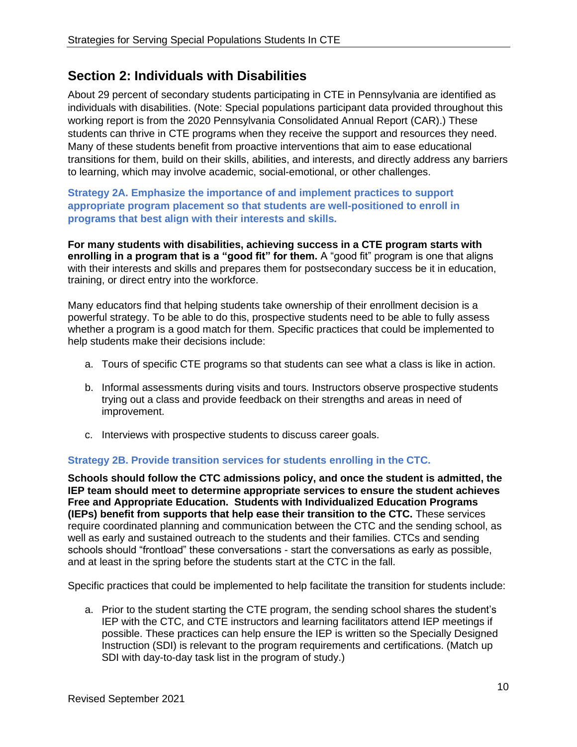## Section 2: Individuals with Disabilities

About 29 percent of secondary students participating in CTE in Pennsylvania are identified as individuals with disabilities. (Note: Special populations participant data provided throughout this working report is from the 2020 Pennsylvania Consolidated Annual Report (CAR).) These students can thrive in CTE programs when they receive the support and resources they need. Many of these students benefit from proactive interventions that aim to ease educational transitions for them, build on their skills, abilities, and interests, and directly address any barriers to learning, which may involve academic, social-emotional, or other challenges.

### Strategy 2A. Emphasize the importance of and implement practices to support appropriate program placement so that students are well-positioned to enroll in programs that best align with their interests and skills.

**For many students with disabilities, achieving success in a CTE program starts with enrolling in a program that is a "good fit" for them.** A "good fit" program is one that aligns with their interests and skills and prepares them for postsecondary success be it in education, training, or direct entry into the workforce.

Many educators find that helping students take ownership of their enrollment decision is a powerful strategy. To be able to do this, prospective students need to be able to fully assess whether a program is a good match for them. Specific practices that could be implemented to help students make their decisions include:

a. Tours of specific CTE programs so that students can see what a class is like in action.

b. Informal assessments during visits and tours. Instructors observe prospective students trying out a class and provide feedback on their strengths and areas in need of improvement.

c. Interviews with prospective students to discuss career goals.

### Strategy 2B. Provide transition services for students enrolling in the CTC.

**Schools should follow the CTC admissions policy, and once the student is admitted, the IEP team should meet to determine appropriate services to ensure the student achieves Free and Appropriate Education. Students with Individualized Education Programs (IEPs) benefit from supports that help ease their transition to the CTC.** These services require coordinated planning and communication between the CTC and the sending school, as well as early and sustained outreach to the students and their families. CTCs and sending schools should "frontload" these conversations - start the conversations as early as possible, and at least in the spring before the students start at the CTC in the fall.

Specific practices that could be implemented to help facilitate the transition for students include:

a. Prior to the student starting the CTE program, the sending school shares the student's IEP with the CTC, and CTE instructors and learning facilitators attend IEP meetings if possible. These practices can help ensure the IEP is written so the Specially Designed Instruction (SDI) is relevant to the program requirements and certifications. (Match up SDI with day-to-day task list in the program of study.)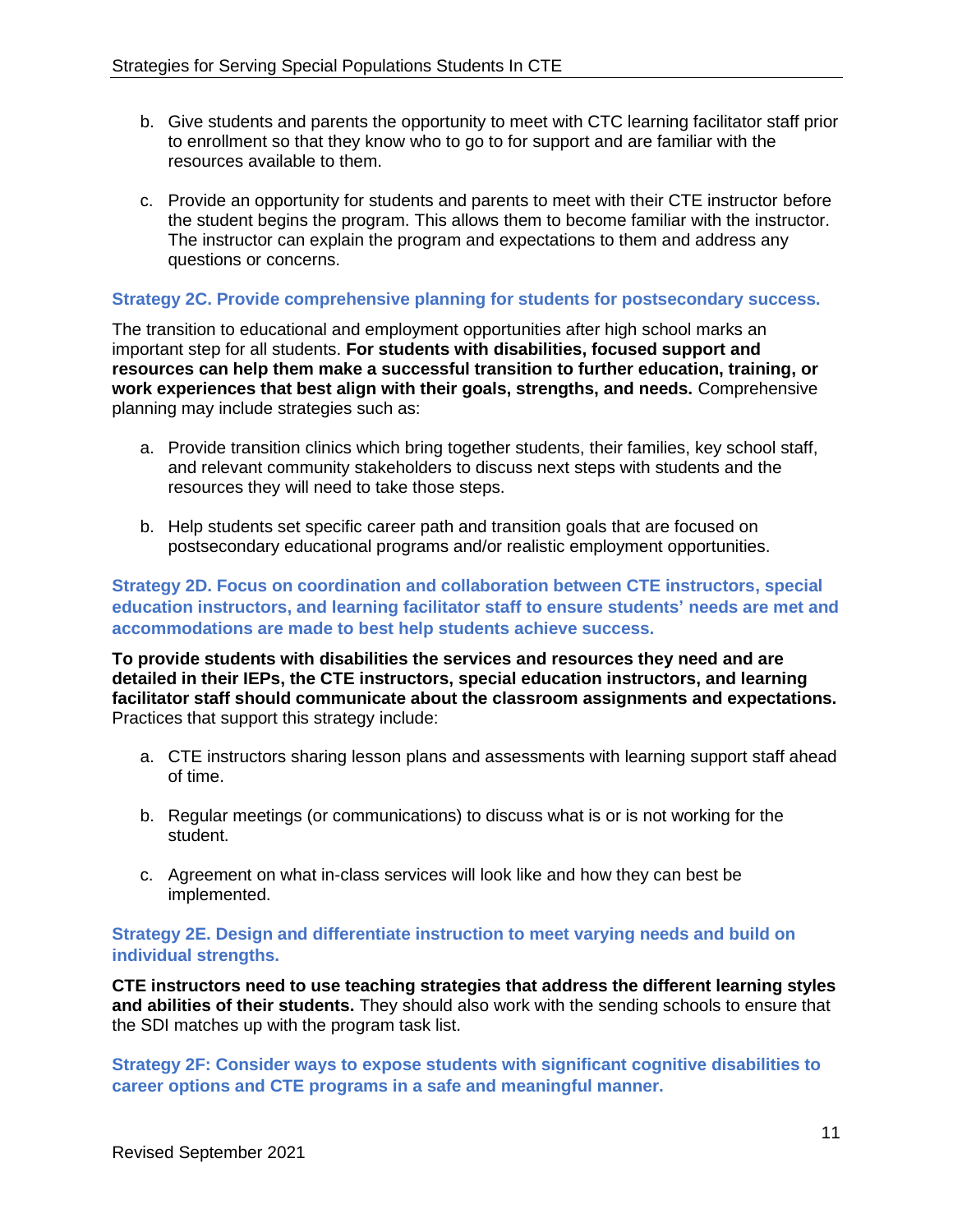b. Give students and parents the opportunity to meet with CTC learning facilitator staff prior to enrollment so that they know who to go to for support and are familiar with the resources available to them.

c. Provide an opportunity for students and parents to meet with their CTE instructor before the student begins the program. This allows them to become familiar with the instructor. The instructor can explain the program and expectations to them and address any questions or concerns.

### Strategy 2C. Provide comprehensive planning for students for postsecondary success.

The transition to educational and employment opportunities after high school marks an important step for all students. **For students with disabilities, focused support and resources can help them make a successful transition to further education, training, or work experiences that best align with their goals, strengths, and needs.** Comprehensive planning may include strategies such as:

a. Provide transition clinics which bring together students, their families, key school staff, and relevant community stakeholders to discuss next steps with students and the resources they will need to take those steps.

b. Help students set specific career path and transition goals that are focused on postsecondary educational programs and/or realistic employment opportunities.

### Strategy 2D. Focus on coordination and collaboration between CTE instructors, special education instructors, and learning facilitator staff to ensure students' needs are met and accommodations are made to best help students achieve success.

**To provide students with disabilities the services and resources they need and are detailed in their IEPs, the CTE instructors, special education instructors, and learning facilitator staff should communicate about the classroom assignments and expectations.** Practices that support this strategy include:

a. CTE instructors sharing lesson plans and assessments with learning support staff ahead of time.

b. Regular meetings (or communications) to discuss what is or is not working for the student.

c. Agreement on what in-class services will look like and how they can best be implemented.

### Strategy 2E. Design and differentiate instruction to meet varying needs and build on individual strengths.

**CTE instructors need to use teaching strategies that address the different learning styles and abilities of their students.** They should also work with the sending schools to ensure that the SDI matches up with the program task list.

### Strategy 2F: Consider ways to expose students with significant cognitive disabilities to career options and CTE programs in a safe and meaningful manner.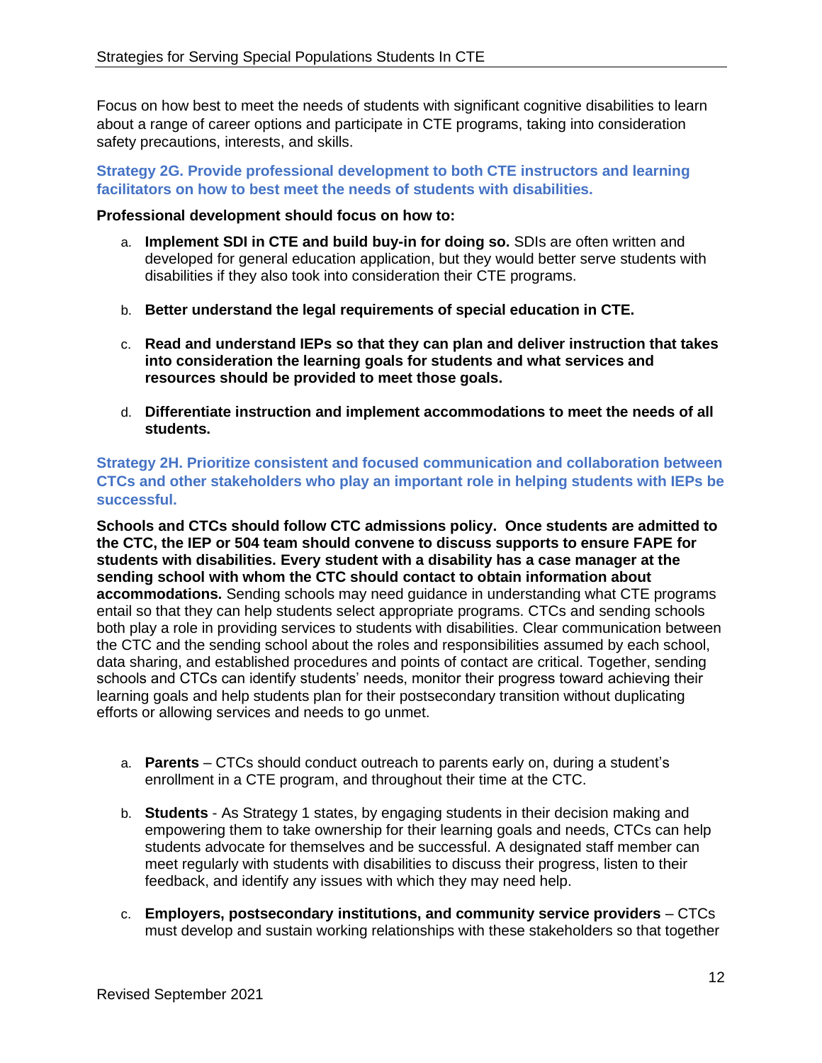Focus on how best to meet the needs of students with significant cognitive disabilities to learn about a range of career options and participate in CTE programs, taking into consideration safety precautions, interests, and skills.

### Strategy 2G. Provide professional development to both CTE instructors and learning facilitators on how to best meet the needs of students with disabilities.

**Professional development should focus on how to:**

a. **Implement SDI in CTE and build buy-in for doing so.** SDIs are often written and developed for general education application, but they would better serve students with disabilities if they also took into consideration their CTE programs.

b. **Better understand the legal requirements of special education in CTE.**

c. **Read and understand IEPs so that they can plan and deliver instruction that takes into consideration the learning goals for students and what services and resources should be provided to meet those goals.**

d. **Differentiate instruction and implement accommodations to meet the needs of all students.**

### Strategy 2H. Prioritize consistent and focused communication and collaboration between CTCs and other stakeholders who play an important role in helping students with IEPs be successful.

**Schools and CTCs should follow CTC admissions policy. Once students are admitted to the CTC, the IEP or 504 team should convene to discuss supports to ensure FAPE for students with disabilities. Every student with a disability has a case manager at the sending school with whom the CTC should contact to obtain information about accommodations.** Sending schools may need guidance in understanding what CTE programs entail so that they can help students select appropriate programs. CTCs and sending schools both play a role in providing services to students with disabilities. Clear communication between the CTC and the sending school about the roles and responsibilities assumed by each school, data sharing, and established procedures and points of contact are critical. Together, sending schools and CTCs can identify students' needs, monitor their progress toward achieving their learning goals and help students plan for their postsecondary transition without duplicating efforts or allowing services and needs to go unmet.

a. **Parents** – CTCs should conduct outreach to parents early on, during a student's enrollment in a CTE program, and throughout their time at the CTC.

b. **Students** - As Strategy 1 states, by engaging students in their decision making and empowering them to take ownership for their learning goals and needs, CTCs can help students advocate for themselves and be successful. A designated staff member can meet regularly with students with disabilities to discuss their progress, listen to their feedback, and identify any issues with which they may need help.

c. **Employers, postsecondary institutions, and community service providers** – CTCs must develop and sustain working relationships with these stakeholders so that together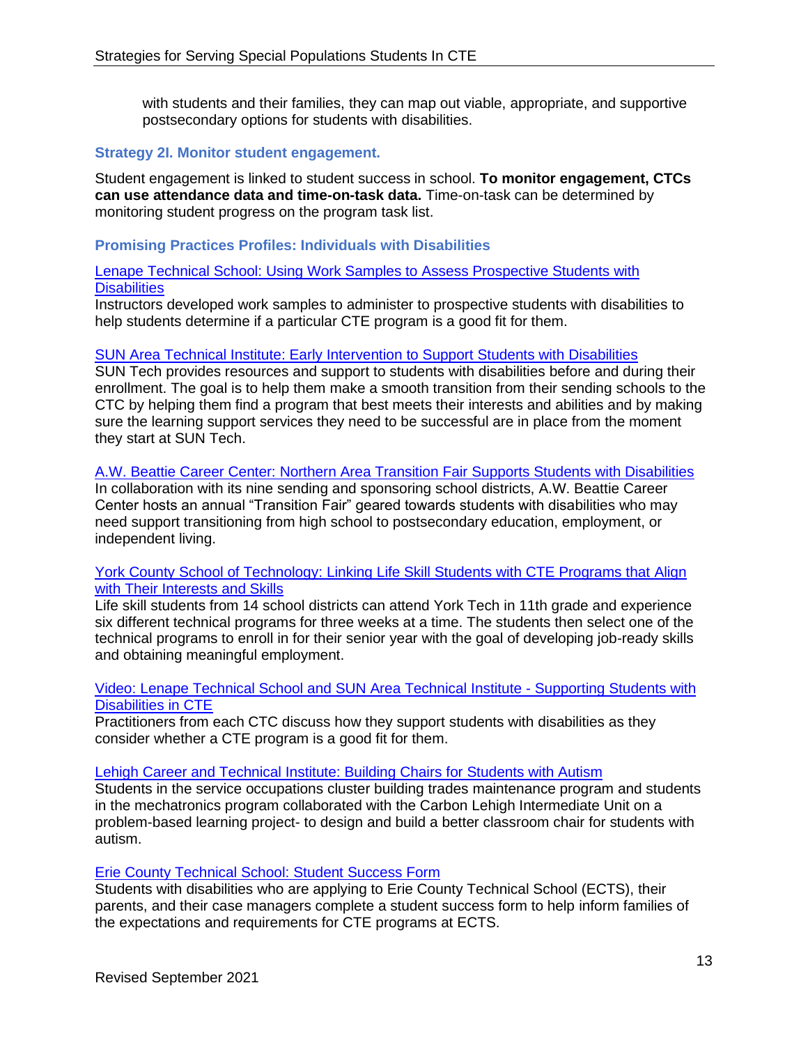with students and their families, they can map out viable, appropriate, and supportive postsecondary options for students with disabilities.

### Strategy 2I. Monitor student engagement.

Student engagement is linked to student success in school. **To monitor engagement, CTCs can use attendance data and time-on-task data.** Time-on-task can be determined by monitoring student progress on the program task list.

### Promising Practices Profiles: Individuals with Disabilities

Lenape Technical School: Using Work Samples to Assess Prospective Students with Disabilities
Instructors developed work samples to administer to prospective students with disabilities to help students determine if a particular CTE program is a good fit for them.

SUN Area Technical Institute: Early Intervention to Support Students with Disabilities
SUN Tech provides resources and support to students with disabilities before and during their enrollment. The goal is to help them make a smooth transition from their sending schools to the CTC by helping them find a program that best meets their interests and abilities and by making sure the learning support services they need to be successful are in place from the moment they start at SUN Tech.

A.W. Beattie Career Center: Northern Area Transition Fair Supports Students with Disabilities
In collaboration with its nine sending and sponsoring school districts, A.W. Beattie Career Center hosts an annual "Transition Fair" geared towards students with disabilities who may need support transitioning from high school to postsecondary education, employment, or independent living.

York County School of Technology: Linking Life Skill Students with CTE Programs that Align with Their Interests and Skills
Life skill students from 14 school districts can attend York Tech in 11th grade and experience six different technical programs for three weeks at a time. The students then select one of the technical programs to enroll in for their senior year with the goal of developing job-ready skills and obtaining meaningful employment.

Video: Lenape Technical School and SUN Area Technical Institute - Supporting Students with Disabilities in CTE
Practitioners from each CTC discuss how they support students with disabilities as they consider whether a CTE program is a good fit for them.

Lehigh Career and Technical Institute: Building Chairs for Students with Autism
Students in the service occupations cluster building trades maintenance program and students in the mechatronics program collaborated with the Carbon Lehigh Intermediate Unit on a problem-based learning project- to design and build a better classroom chair for students with autism.

Erie County Technical School: Student Success Form
Students with disabilities who are applying to Erie County Technical School (ECTS), their parents, and their case managers complete a student success form to help inform families of the expectations and requirements for CTE programs at ECTS.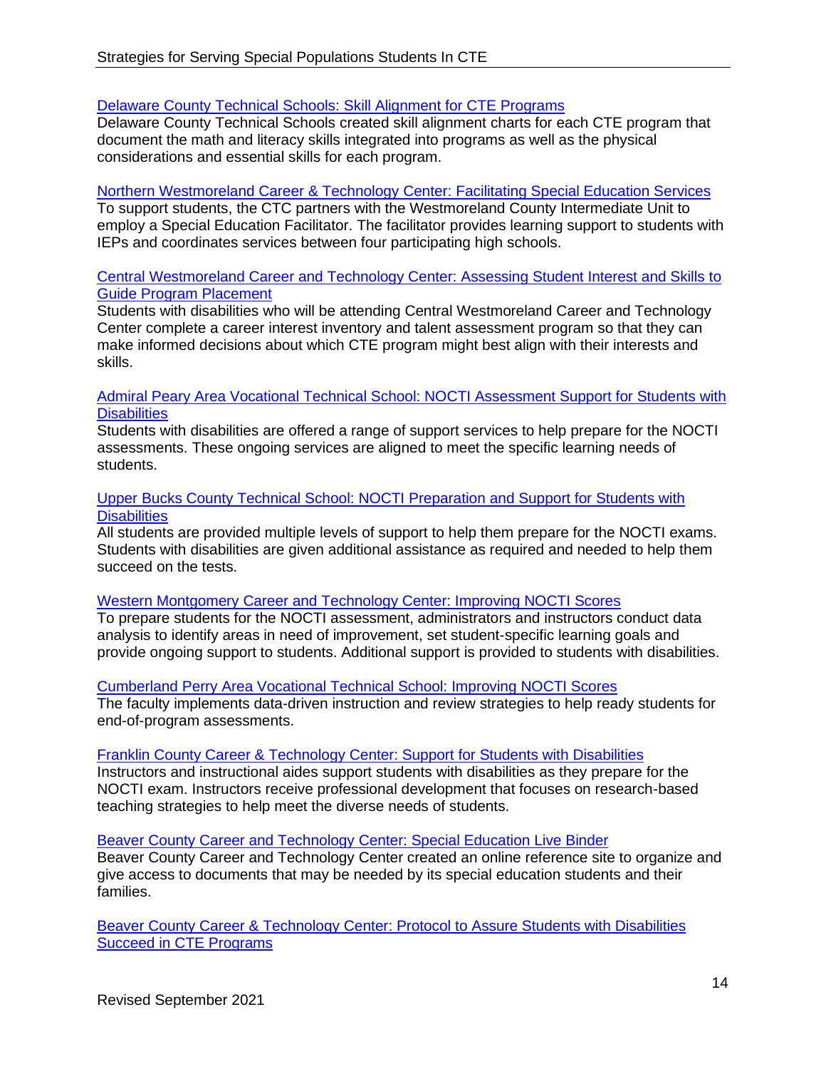Delaware County Technical Schools: Skill Alignment for CTE Programs
Delaware County Technical Schools created skill alignment charts for each CTE program that document the math and literacy skills integrated into programs as well as the physical considerations and essential skills for each program.

Northern Westmoreland Career & Technology Center: Facilitating Special Education Services
To support students, the CTC partners with the Westmoreland County Intermediate Unit to employ a Special Education Facilitator. The facilitator provides learning support to students with IEPs and coordinates services between four participating high schools.

Central Westmoreland Career and Technology Center: Assessing Student Interest and Skills to Guide Program Placement
Students with disabilities who will be attending Central Westmoreland Career and Technology Center complete a career interest inventory and talent assessment program so that they can make informed decisions about which CTE program might best align with their interests and skills.

Admiral Peary Area Vocational Technical School: NOCTI Assessment Support for Students with Disabilities
Students with disabilities are offered a range of support services to help prepare for the NOCTI assessments. These ongoing services are aligned to meet the specific learning needs of students.

Upper Bucks County Technical School: NOCTI Preparation and Support for Students with Disabilities
All students are provided multiple levels of support to help them prepare for the NOCTI exams. Students with disabilities are given additional assistance as required and needed to help them succeed on the tests.

Western Montgomery Career and Technology Center: Improving NOCTI Scores
To prepare students for the NOCTI assessment, administrators and instructors conduct data analysis to identify areas in need of improvement, set student-specific learning goals and provide ongoing support to students. Additional support is provided to students with disabilities.

Cumberland Perry Area Vocational Technical School: Improving NOCTI Scores
The faculty implements data-driven instruction and review strategies to help ready students for end-of-program assessments.

Franklin County Career & Technology Center: Support for Students with Disabilities
Instructors and instructional aides support students with disabilities as they prepare for the NOCTI exam. Instructors receive professional development that focuses on research-based teaching strategies to help meet the diverse needs of students.

Beaver County Career and Technology Center: Special Education Live Binder
Beaver County Career and Technology Center created an online reference site to organize and give access to documents that may be needed by its special education students and their families.

Beaver County Career & Technology Center: Protocol to Assure Students with Disabilities Succeed in CTE Programs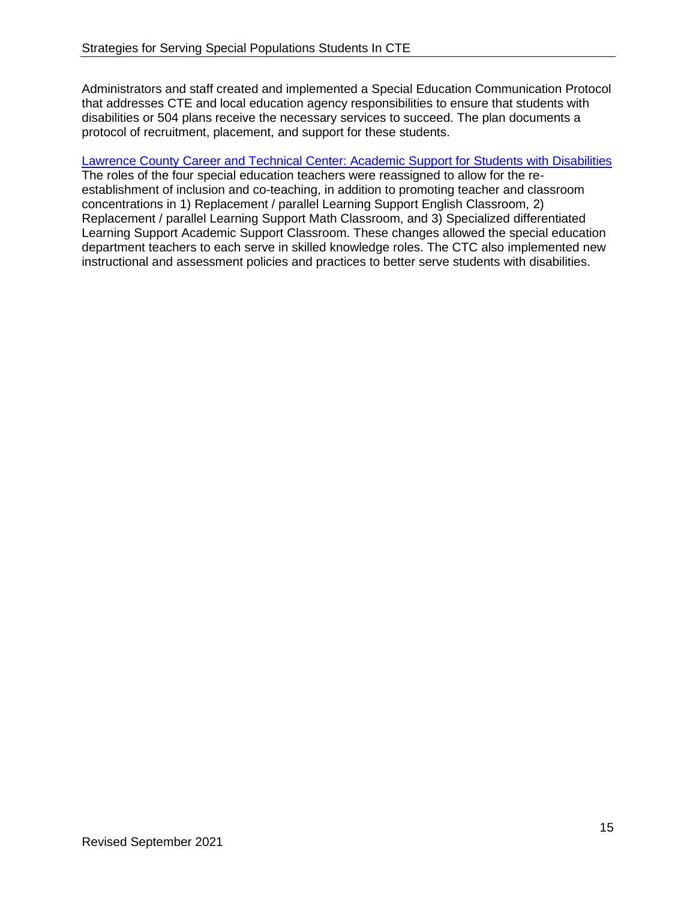Administrators and staff created and implemented a Special Education Communication Protocol that addresses CTE and local education agency responsibilities to ensure that students with disabilities or 504 plans receive the necessary services to succeed. The plan documents a protocol of recruitment, placement, and support for these students.

Lawrence County Career and Technical Center: Academic Support for Students with Disabilities
The roles of the four special education teachers were reassigned to allow for the re-establishment of inclusion and co-teaching, in addition to promoting teacher and classroom concentrations in 1) Replacement / parallel Learning Support English Classroom, 2) Replacement / parallel Learning Support Math Classroom, and 3) Specialized differentiated Learning Support Academic Support Classroom. These changes allowed the special education department teachers to each serve in skilled knowledge roles. The CTC also implemented new instructional and assessment policies and practices to better serve students with disabilities.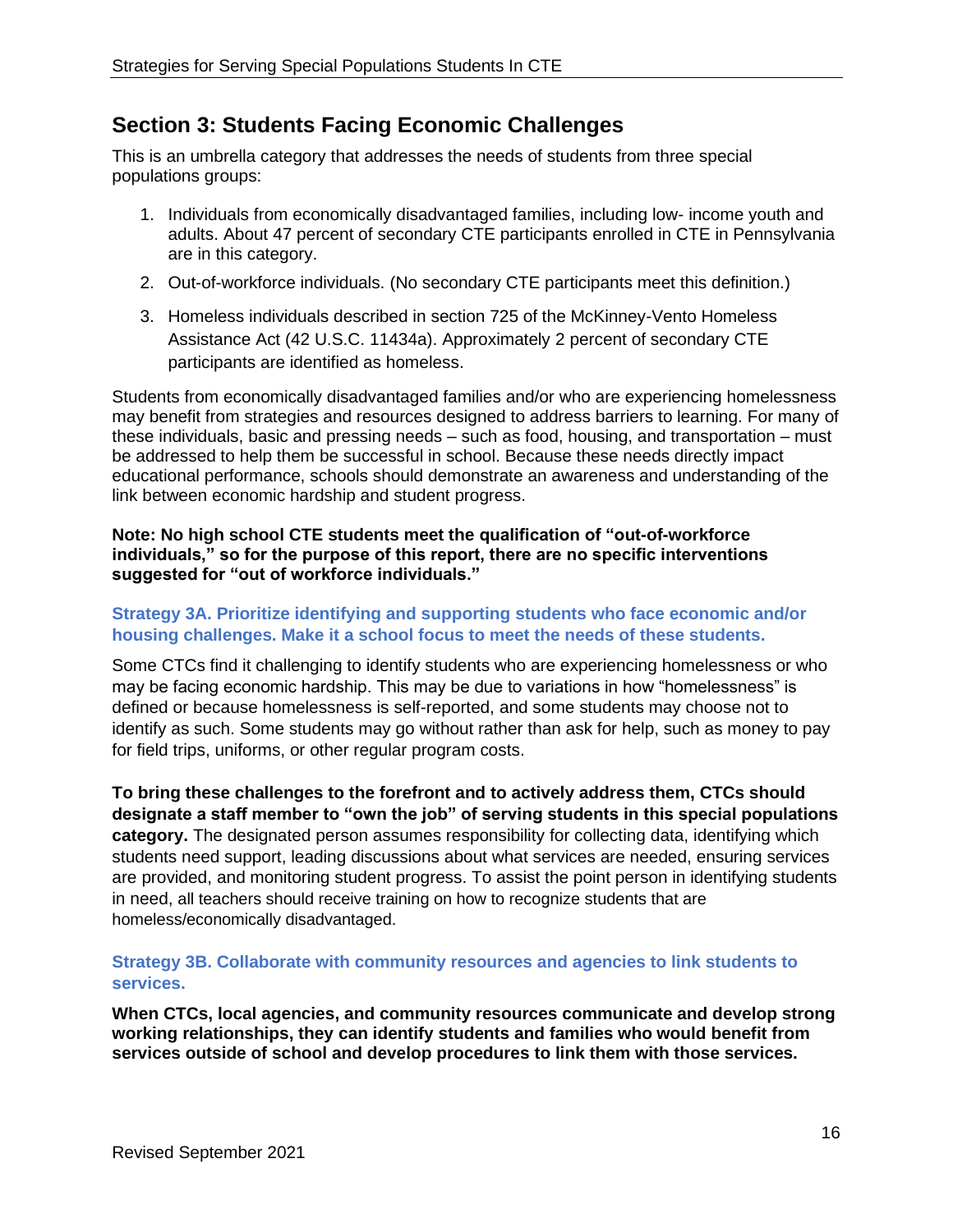## Section 3: Students Facing Economic Challenges

This is an umbrella category that addresses the needs of students from three special populations groups:

1. Individuals from economically disadvantaged families, including low- income youth and adults. About 47 percent of secondary CTE participants enrolled in CTE in Pennsylvania are in this category.
2. Out-of-workforce individuals. (No secondary CTE participants meet this definition.)
3. Homeless individuals described in section 725 of the McKinney-Vento Homeless Assistance Act (42 U.S.C. 11434a). Approximately 2 percent of secondary CTE participants are identified as homeless.

Students from economically disadvantaged families and/or who are experiencing homelessness may benefit from strategies and resources designed to address barriers to learning. For many of these individuals, basic and pressing needs – such as food, housing, and transportation – must be addressed to help them be successful in school. Because these needs directly impact educational performance, schools should demonstrate an awareness and understanding of the link between economic hardship and student progress.

**Note: No high school CTE students meet the qualification of "out-of-workforce individuals," so for the purpose of this report, there are no specific interventions suggested for "out of workforce individuals."**

### Strategy 3A. Prioritize identifying and supporting students who face economic and/or housing challenges. Make it a school focus to meet the needs of these students.

Some CTCs find it challenging to identify students who are experiencing homelessness or who may be facing economic hardship. This may be due to variations in how "homelessness" is defined or because homelessness is self-reported, and some students may choose not to identify as such. Some students may go without rather than ask for help, such as money to pay for field trips, uniforms, or other regular program costs.

**To bring these challenges to the forefront and to actively address them, CTCs should designate a staff member to "own the job" of serving students in this special populations category.** The designated person assumes responsibility for collecting data, identifying which students need support, leading discussions about what services are needed, ensuring services are provided, and monitoring student progress. To assist the point person in identifying students in need, all teachers should receive training on how to recognize students that are homeless/economically disadvantaged.

### Strategy 3B. Collaborate with community resources and agencies to link students to services.

**When CTCs, local agencies, and community resources communicate and develop strong working relationships, they can identify students and families who would benefit from services outside of school and develop procedures to link them with those services.**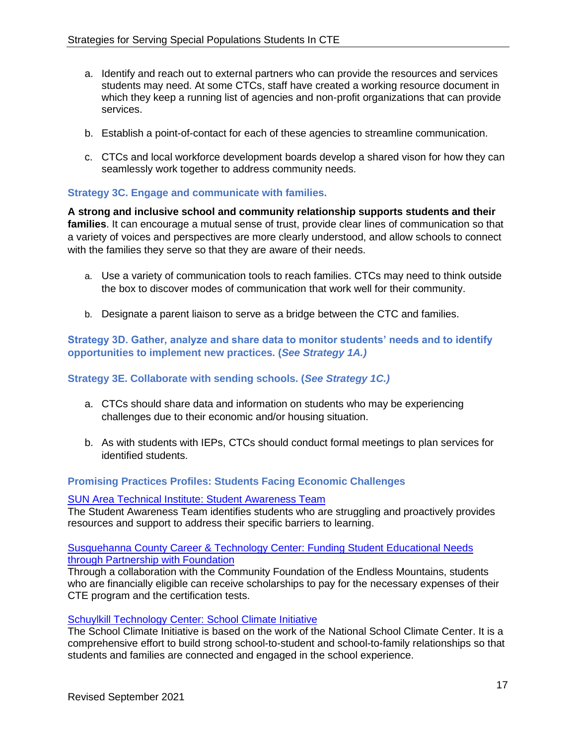a. Identify and reach out to external partners who can provide the resources and services students may need. At some CTCs, staff have created a working resource document in which they keep a running list of agencies and non-profit organizations that can provide services.

b. Establish a point-of-contact for each of these agencies to streamline communication.

c. CTCs and local workforce development boards develop a shared vison for how they can seamlessly work together to address community needs.

### Strategy 3C. Engage and communicate with families.

**A strong and inclusive school and community relationship supports students and their families**. It can encourage a mutual sense of trust, provide clear lines of communication so that a variety of voices and perspectives are more clearly understood, and allow schools to connect with the families they serve so that they are aware of their needs.

a. Use a variety of communication tools to reach families. CTCs may need to think outside the box to discover modes of communication that work well for their community.

b. Designate a parent liaison to serve as a bridge between the CTC and families.

### Strategy 3D. Gather, analyze and share data to monitor students' needs and to identify opportunities to implement new practices. (*See Strategy 1A.)*

### Strategy 3E. Collaborate with sending schools. (*See Strategy 1C.)*

a. CTCs should share data and information on students who may be experiencing challenges due to their economic and/or housing situation.

b. As with students with IEPs, CTCs should conduct formal meetings to plan services for identified students.

### Promising Practices Profiles: Students Facing Economic Challenges

SUN Area Technical Institute: Student Awareness Team
The Student Awareness Team identifies students who are struggling and proactively provides resources and support to address their specific barriers to learning.

Susquehanna County Career & Technology Center: Funding Student Educational Needs through Partnership with Foundation
Through a collaboration with the Community Foundation of the Endless Mountains, students who are financially eligible can receive scholarships to pay for the necessary expenses of their CTE program and the certification tests.

Schuylkill Technology Center: School Climate Initiative
The School Climate Initiative is based on the work of the National School Climate Center. It is a comprehensive effort to build strong school-to-student and school-to-family relationships so that students and families are connected and engaged in the school experience.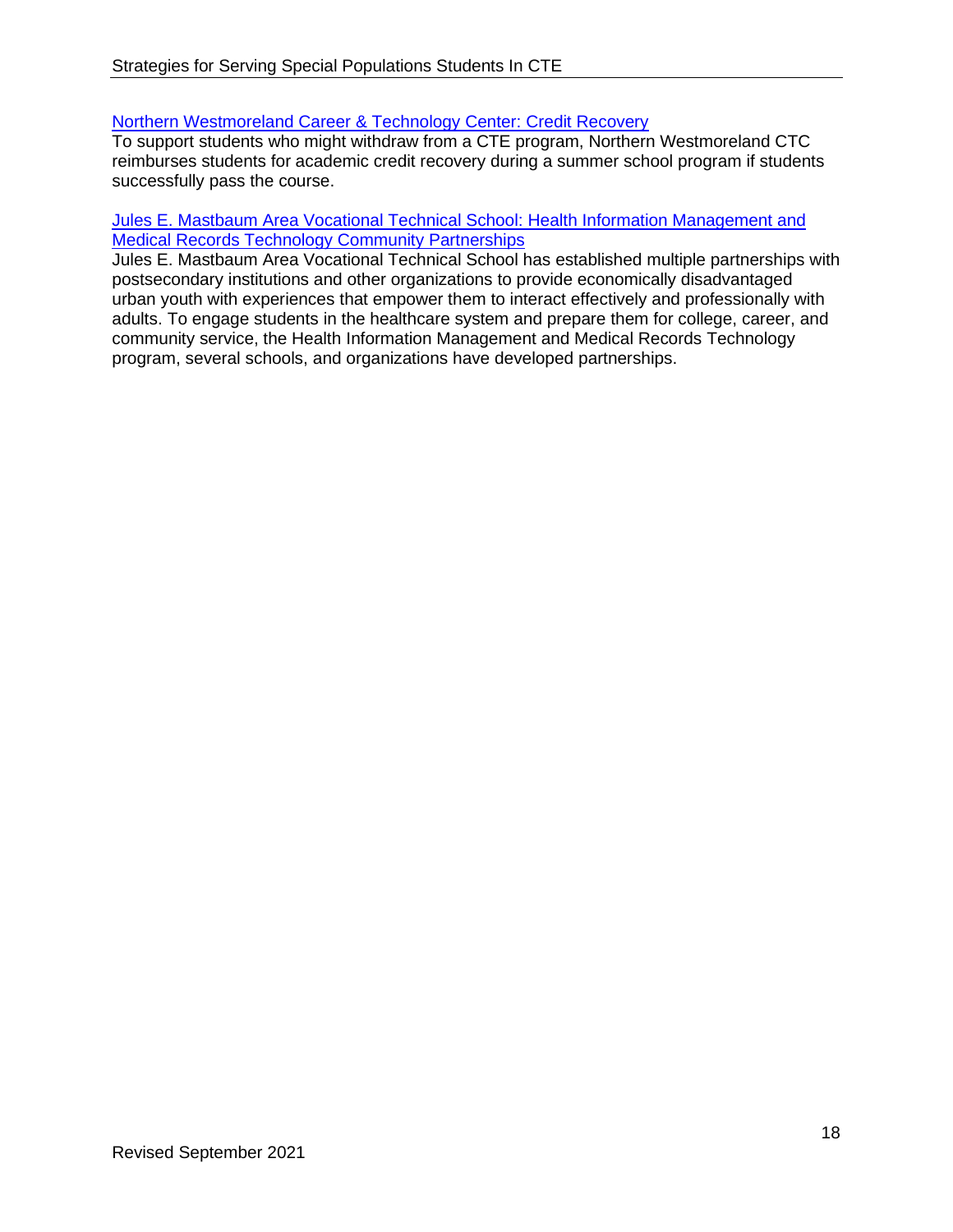[Northern Westmoreland Career & Technology Center: Credit Recovery]

To support students who might withdraw from a CTE program, Northern Westmoreland CTC reimburses students for academic credit recovery during a summer school program if students successfully pass the course.

[Jules E. Mastbaum Area Vocational Technical School: Health Information Management and Medical Records Technology Community Partnerships]

Jules E. Mastbaum Area Vocational Technical School has established multiple partnerships with postsecondary institutions and other organizations to provide economically disadvantaged urban youth with experiences that empower them to interact effectively and professionally with adults. To engage students in the healthcare system and prepare them for college, career, and community service, the Health Information Management and Medical Records Technology program, several schools, and organizations have developed partnerships.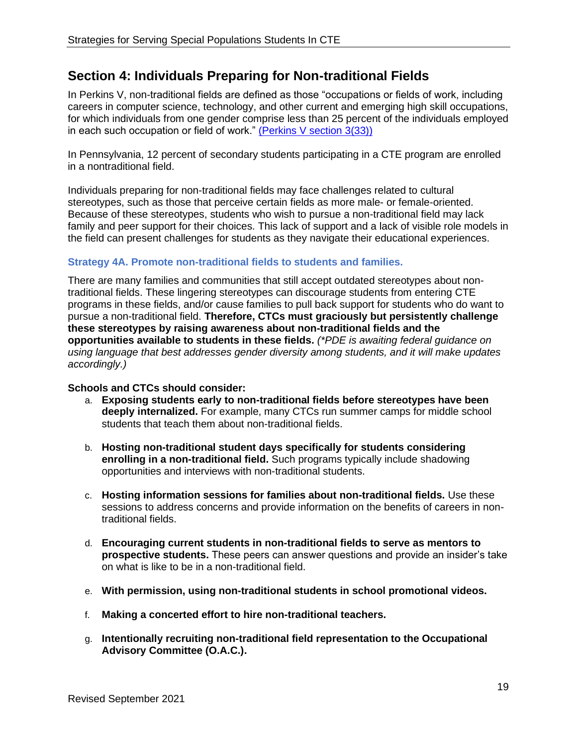## Section 4: Individuals Preparing for Non-traditional Fields

In Perkins V, non-traditional fields are defined as those "occupations or fields of work, including careers in computer science, technology, and other current and emerging high skill occupations, for which individuals from one gender comprise less than 25 percent of the individuals employed in each such occupation or field of work." (Perkins V section 3(33))

In Pennsylvania, 12 percent of secondary students participating in a CTE program are enrolled in a nontraditional field.

Individuals preparing for non-traditional fields may face challenges related to cultural stereotypes, such as those that perceive certain fields as more male- or female-oriented. Because of these stereotypes, students who wish to pursue a non-traditional field may lack family and peer support for their choices. This lack of support and a lack of visible role models in the field can present challenges for students as they navigate their educational experiences.

### Strategy 4A. Promote non-traditional fields to students and families.

There are many families and communities that still accept outdated stereotypes about non-traditional fields. These lingering stereotypes can discourage students from entering CTE programs in these fields, and/or cause families to pull back support for students who do want to pursue a non-traditional field. **Therefore, CTCs must graciously but persistently challenge these stereotypes by raising awareness about non-traditional fields and the opportunities available to students in these fields.** *(\*PDE is awaiting federal guidance on using language that best addresses gender diversity among students, and it will make updates accordingly.)*

**Schools and CTCs should consider:**

a. **Exposing students early to non-traditional fields before stereotypes have been deeply internalized.** For example, many CTCs run summer camps for middle school students that teach them about non-traditional fields.

b. **Hosting non-traditional student days specifically for students considering enrolling in a non-traditional field.** Such programs typically include shadowing opportunities and interviews with non-traditional students.

c. **Hosting information sessions for families about non-traditional fields.** Use these sessions to address concerns and provide information on the benefits of careers in non-traditional fields.

d. **Encouraging current students in non-traditional fields to serve as mentors to prospective students.** These peers can answer questions and provide an insider's take on what is like to be in a non-traditional field.

e. **With permission, using non-traditional students in school promotional videos.**

f. **Making a concerted effort to hire non-traditional teachers.**

g. **Intentionally recruiting non-traditional field representation to the Occupational Advisory Committee (O.A.C.).**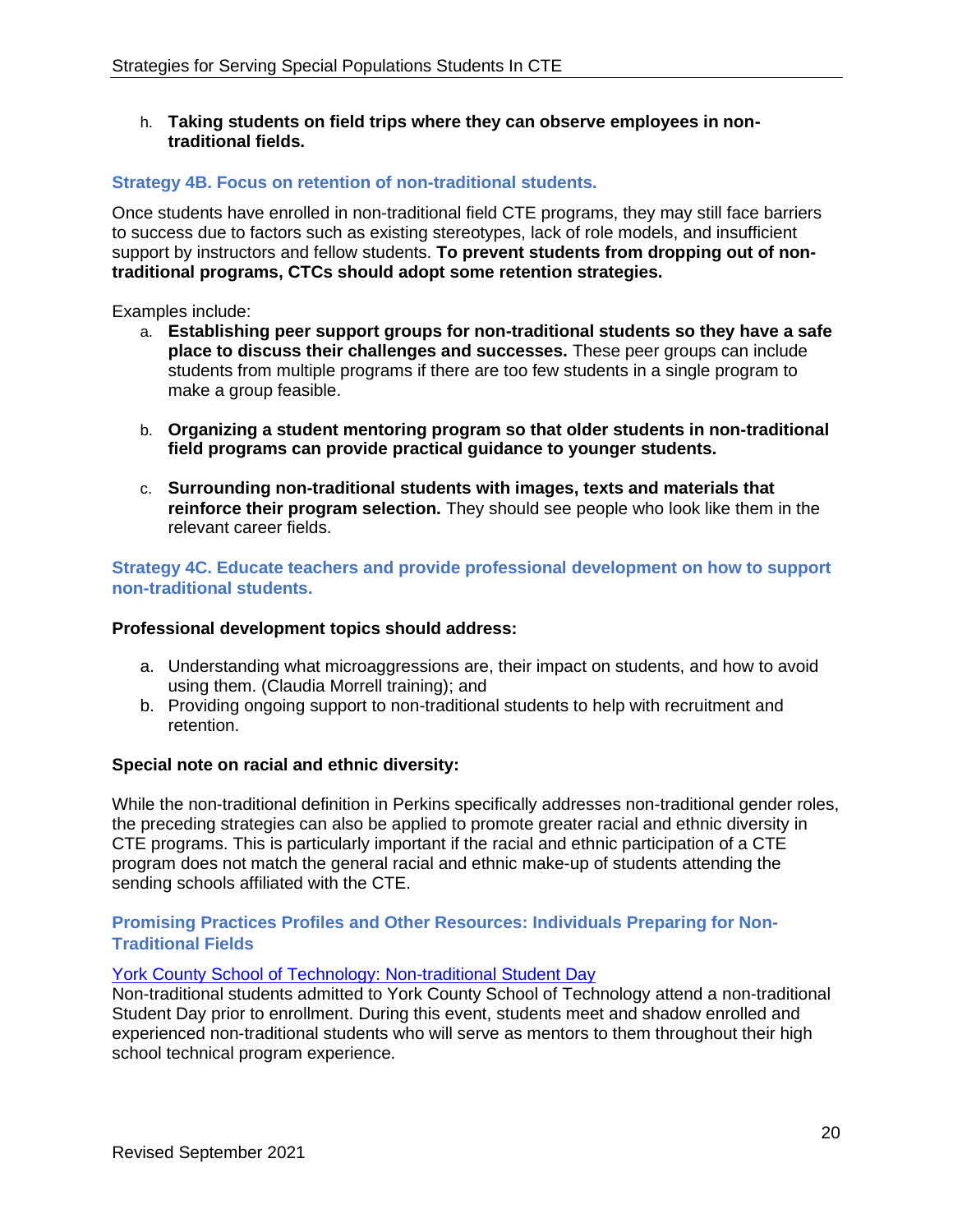h. **Taking students on field trips where they can observe employees in non-traditional fields.**

### Strategy 4B. Focus on retention of non-traditional students.

Once students have enrolled in non-traditional field CTE programs, they may still face barriers to success due to factors such as existing stereotypes, lack of role models, and insufficient support by instructors and fellow students. **To prevent students from dropping out of non-traditional programs, CTCs should adopt some retention strategies.**

Examples include:

a. **Establishing peer support groups for non-traditional students so they have a safe place to discuss their challenges and successes.** These peer groups can include students from multiple programs if there are too few students in a single program to make a group feasible.

b. **Organizing a student mentoring program so that older students in non-traditional field programs can provide practical guidance to younger students.**

c. **Surrounding non-traditional students with images, texts and materials that reinforce their program selection.** They should see people who look like them in the relevant career fields.

### Strategy 4C. Educate teachers and provide professional development on how to support non-traditional students.

**Professional development topics should address:**

a. Understanding what microaggressions are, their impact on students, and how to avoid using them. (Claudia Morrell training); and
b. Providing ongoing support to non-traditional students to help with recruitment and retention.

**Special note on racial and ethnic diversity:**

While the non-traditional definition in Perkins specifically addresses non-traditional gender roles, the preceding strategies can also be applied to promote greater racial and ethnic diversity in CTE programs. This is particularly important if the racial and ethnic participation of a CTE program does not match the general racial and ethnic make-up of students attending the sending schools affiliated with the CTE.

### Promising Practices Profiles and Other Resources: Individuals Preparing for Non-Traditional Fields

York County School of Technology: Non-traditional Student Day

Non-traditional students admitted to York County School of Technology attend a non-traditional Student Day prior to enrollment. During this event, students meet and shadow enrolled and experienced non-traditional students who will serve as mentors to them throughout their high school technical program experience.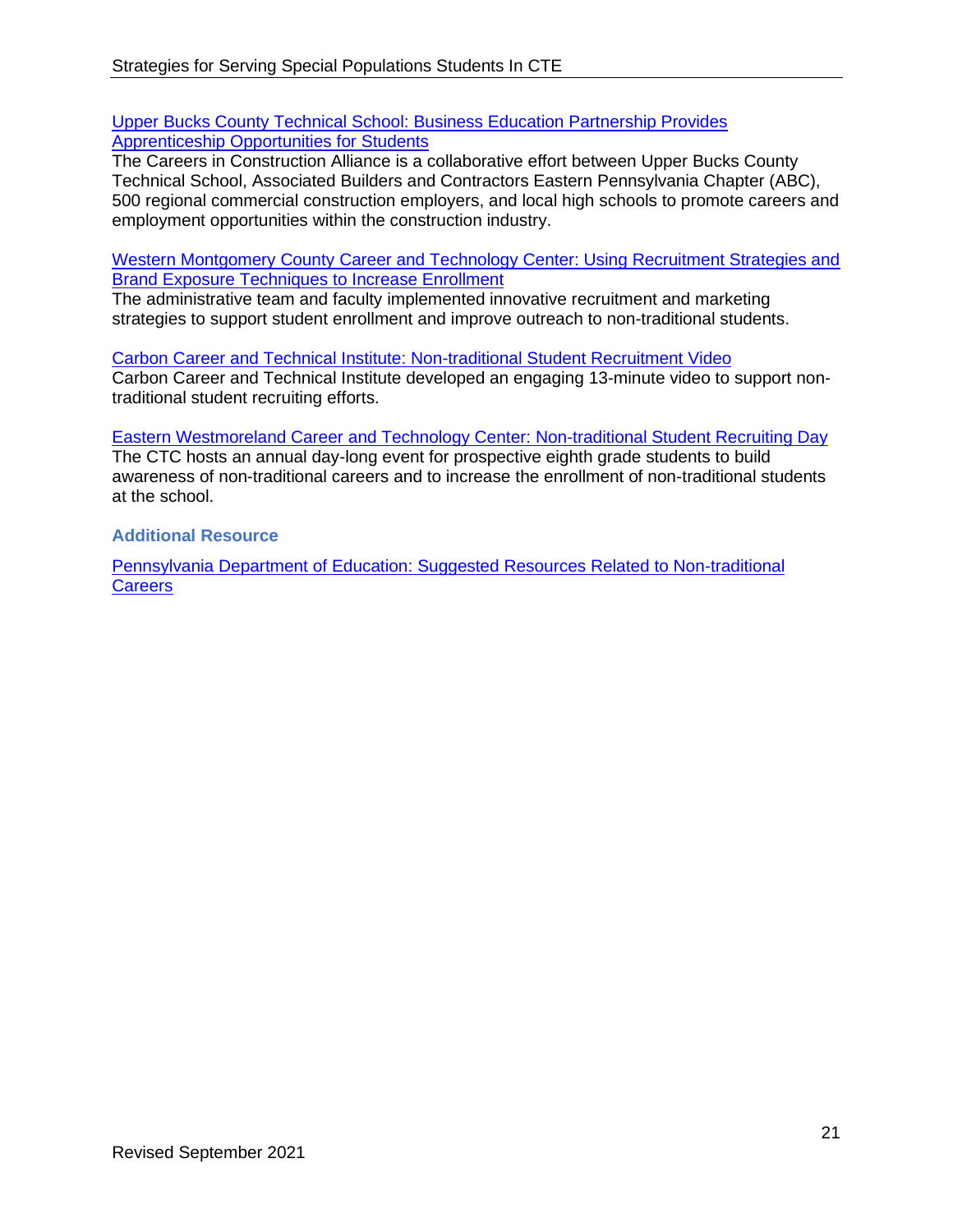Upper Bucks County Technical School: Business Education Partnership Provides Apprenticeship Opportunities for Students

The Careers in Construction Alliance is a collaborative effort between Upper Bucks County Technical School, Associated Builders and Contractors Eastern Pennsylvania Chapter (ABC), 500 regional commercial construction employers, and local high schools to promote careers and employment opportunities within the construction industry.

Western Montgomery County Career and Technology Center: Using Recruitment Strategies and Brand Exposure Techniques to Increase Enrollment

The administrative team and faculty implemented innovative recruitment and marketing strategies to support student enrollment and improve outreach to non-traditional students.

Carbon Career and Technical Institute: Non-traditional Student Recruitment Video

Carbon Career and Technical Institute developed an engaging 13-minute video to support non-traditional student recruiting efforts.

Eastern Westmoreland Career and Technology Center: Non-traditional Student Recruiting Day

The CTC hosts an annual day-long event for prospective eighth grade students to build awareness of non-traditional careers and to increase the enrollment of non-traditional students at the school.

### Additional Resource

Pennsylvania Department of Education: Suggested Resources Related to Non-traditional Careers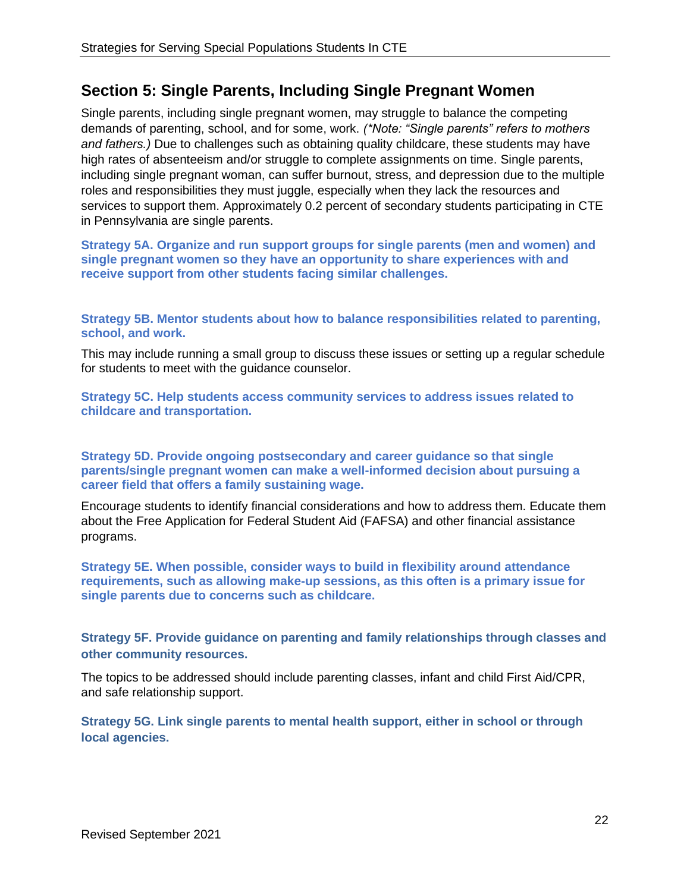## Section 5: Single Parents, Including Single Pregnant Women

Single parents, including single pregnant women, may struggle to balance the competing demands of parenting, school, and for some, work. *(\*Note: "Single parents" refers to mothers and fathers.)* Due to challenges such as obtaining quality childcare, these students may have high rates of absenteeism and/or struggle to complete assignments on time. Single parents, including single pregnant woman, can suffer burnout, stress, and depression due to the multiple roles and responsibilities they must juggle, especially when they lack the resources and services to support them. Approximately 0.2 percent of secondary students participating in CTE in Pennsylvania are single parents.

**Strategy 5A. Organize and run support groups for single parents (men and women) and single pregnant women so they have an opportunity to share experiences with and receive support from other students facing similar challenges.**

**Strategy 5B. Mentor students about how to balance responsibilities related to parenting, school, and work.**

This may include running a small group to discuss these issues or setting up a regular schedule for students to meet with the guidance counselor.

**Strategy 5C. Help students access community services to address issues related to childcare and transportation.**

**Strategy 5D. Provide ongoing postsecondary and career guidance so that single parents/single pregnant women can make a well-informed decision about pursuing a career field that offers a family sustaining wage.**

Encourage students to identify financial considerations and how to address them. Educate them about the Free Application for Federal Student Aid (FAFSA) and other financial assistance programs.

**Strategy 5E. When possible, consider ways to build in flexibility around attendance requirements, such as allowing make-up sessions, as this often is a primary issue for single parents due to concerns such as childcare.**

**Strategy 5F. Provide guidance on parenting and family relationships through classes and other community resources.**

The topics to be addressed should include parenting classes, infant and child First Aid/CPR, and safe relationship support.

**Strategy 5G. Link single parents to mental health support, either in school or through local agencies.**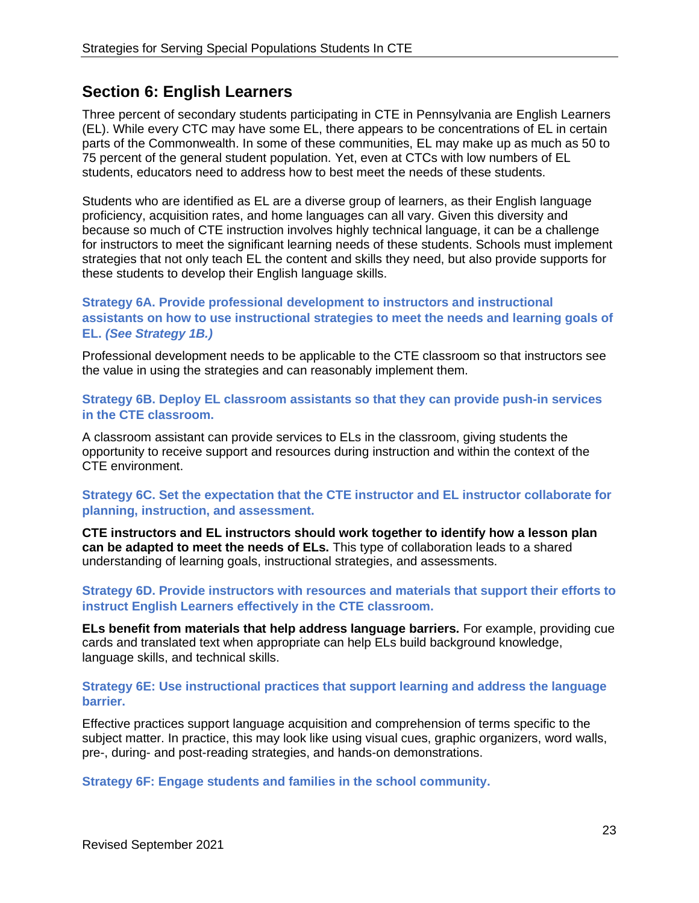## Section 6: English Learners

Three percent of secondary students participating in CTE in Pennsylvania are English Learners (EL). While every CTC may have some EL, there appears to be concentrations of EL in certain parts of the Commonwealth. In some of these communities, EL may make up as much as 50 to 75 percent of the general student population. Yet, even at CTCs with low numbers of EL students, educators need to address how to best meet the needs of these students.

Students who are identified as EL are a diverse group of learners, as their English language proficiency, acquisition rates, and home languages can all vary. Given this diversity and because so much of CTE instruction involves highly technical language, it can be a challenge for instructors to meet the significant learning needs of these students. Schools must implement strategies that not only teach EL the content and skills they need, but also provide supports for these students to develop their English language skills.

### Strategy 6A. Provide professional development to instructors and instructional assistants on how to use instructional strategies to meet the needs and learning goals of EL. *(See Strategy 1B.)*

Professional development needs to be applicable to the CTE classroom so that instructors see the value in using the strategies and can reasonably implement them.

### Strategy 6B. Deploy EL classroom assistants so that they can provide push-in services in the CTE classroom.

A classroom assistant can provide services to ELs in the classroom, giving students the opportunity to receive support and resources during instruction and within the context of the CTE environment.

### Strategy 6C. Set the expectation that the CTE instructor and EL instructor collaborate for planning, instruction, and assessment.

**CTE instructors and EL instructors should work together to identify how a lesson plan can be adapted to meet the needs of ELs.** This type of collaboration leads to a shared understanding of learning goals, instructional strategies, and assessments.

### Strategy 6D. Provide instructors with resources and materials that support their efforts to instruct English Learners effectively in the CTE classroom.

**ELs benefit from materials that help address language barriers.** For example, providing cue cards and translated text when appropriate can help ELs build background knowledge, language skills, and technical skills.

### Strategy 6E: Use instructional practices that support learning and address the language barrier.

Effective practices support language acquisition and comprehension of terms specific to the subject matter. In practice, this may look like using visual cues, graphic organizers, word walls, pre-, during- and post-reading strategies, and hands-on demonstrations.

### Strategy 6F: Engage students and families in the school community.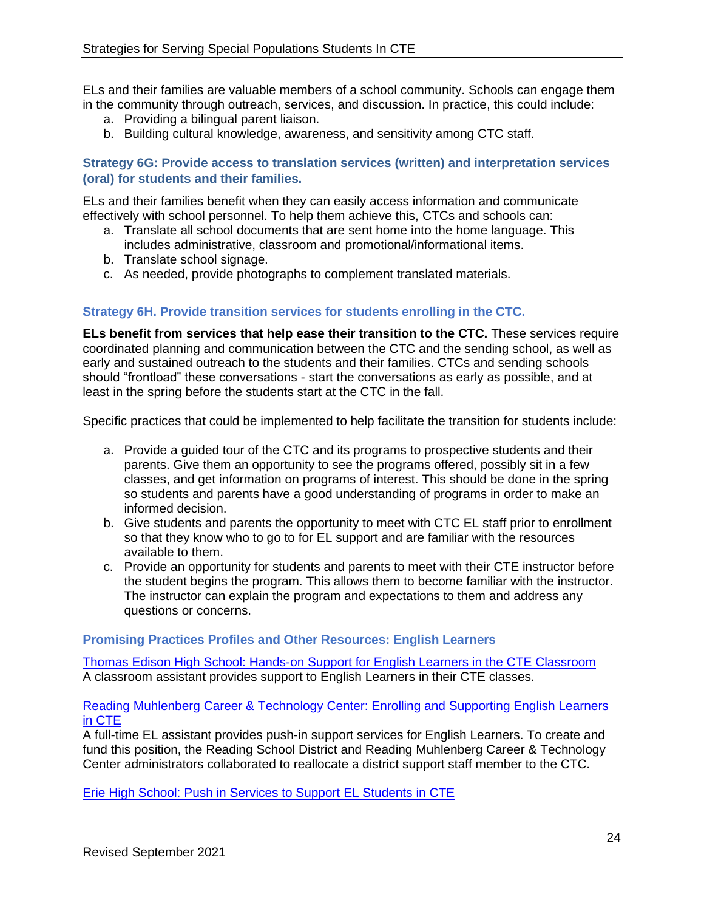ELs and their families are valuable members of a school community. Schools can engage them in the community through outreach, services, and discussion. In practice, this could include:

a. Providing a bilingual parent liaison.
b. Building cultural knowledge, awareness, and sensitivity among CTC staff.

### Strategy 6G: Provide access to translation services (written) and interpretation services (oral) for students and their families.

ELs and their families benefit when they can easily access information and communicate effectively with school personnel. To help them achieve this, CTCs and schools can:

a. Translate all school documents that are sent home into the home language. This includes administrative, classroom and promotional/informational items.
b. Translate school signage.
c. As needed, provide photographs to complement translated materials.

### Strategy 6H. Provide transition services for students enrolling in the CTC.

**ELs benefit from services that help ease their transition to the CTC.** These services require coordinated planning and communication between the CTC and the sending school, as well as early and sustained outreach to the students and their families. CTCs and sending schools should "frontload" these conversations - start the conversations as early as possible, and at least in the spring before the students start at the CTC in the fall.

Specific practices that could be implemented to help facilitate the transition for students include:

a. Provide a guided tour of the CTC and its programs to prospective students and their parents. Give them an opportunity to see the programs offered, possibly sit in a few classes, and get information on programs of interest. This should be done in the spring so students and parents have a good understanding of programs in order to make an informed decision.
b. Give students and parents the opportunity to meet with CTC EL staff prior to enrollment so that they know who to go to for EL support and are familiar with the resources available to them.
c. Provide an opportunity for students and parents to meet with their CTE instructor before the student begins the program. This allows them to become familiar with the instructor. The instructor can explain the program and expectations to them and address any questions or concerns.

### Promising Practices Profiles and Other Resources: English Learners

Thomas Edison High School: Hands-on Support for English Learners in the CTE Classroom
A classroom assistant provides support to English Learners in their CTE classes.

Reading Muhlenberg Career & Technology Center: Enrolling and Supporting English Learners in CTE
A full-time EL assistant provides push-in support services for English Learners. To create and fund this position, the Reading School District and Reading Muhlenberg Career & Technology Center administrators collaborated to reallocate a district support staff member to the CTC.

Erie High School: Push in Services to Support EL Students in CTE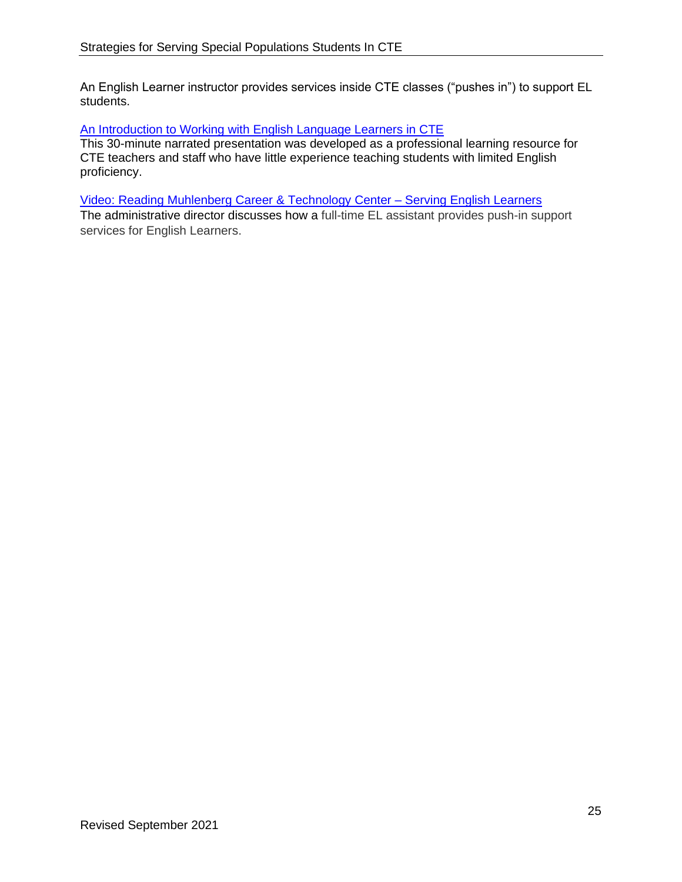An English Learner instructor provides services inside CTE classes ("pushes in") to support EL students.

An Introduction to Working with English Language Learners in CTE
This 30-minute narrated presentation was developed as a professional learning resource for CTE teachers and staff who have little experience teaching students with limited English proficiency.

Video: Reading Muhlenberg Career & Technology Center – Serving English Learners
The administrative director discusses how a full-time EL assistant provides push-in support services for English Learners.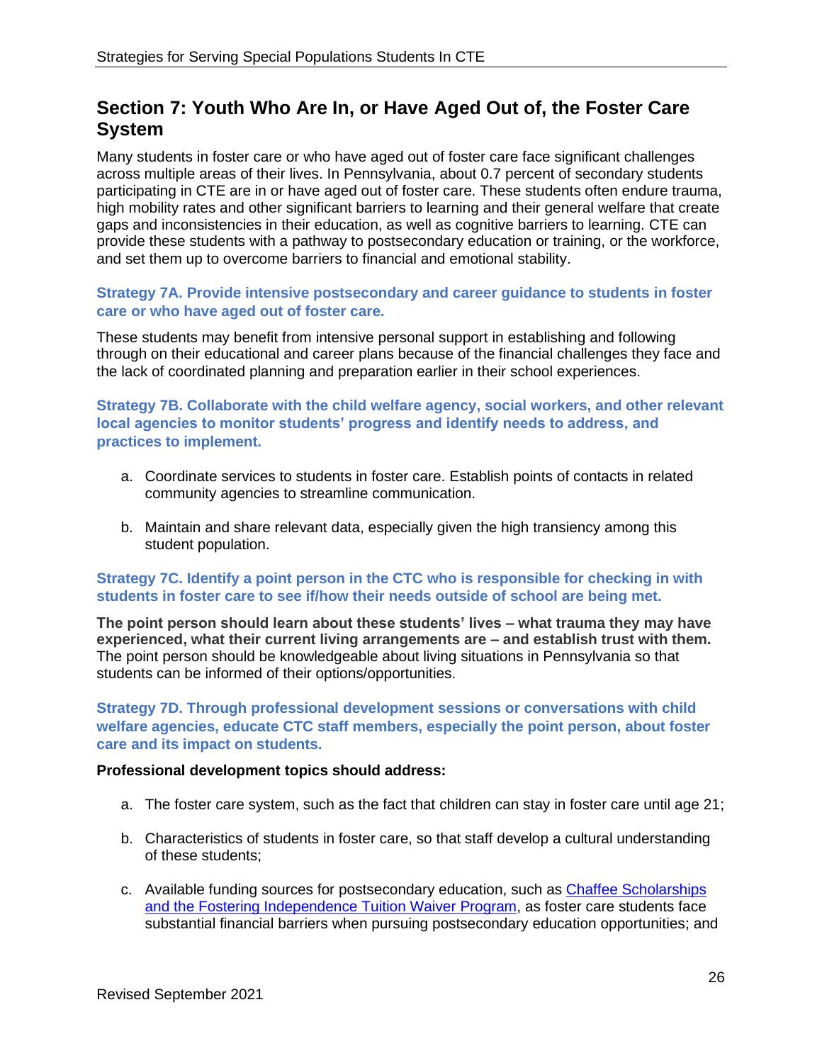## Section 7: Youth Who Are In, or Have Aged Out of, the Foster Care System

Many students in foster care or who have aged out of foster care face significant challenges across multiple areas of their lives. In Pennsylvania, about 0.7 percent of secondary students participating in CTE are in or have aged out of foster care. These students often endure trauma, high mobility rates and other significant barriers to learning and their general welfare that create gaps and inconsistencies in their education, as well as cognitive barriers to learning. CTE can provide these students with a pathway to postsecondary education or training, or the workforce, and set them up to overcome barriers to financial and emotional stability.

### Strategy 7A. Provide intensive postsecondary and career guidance to students in foster care or who have aged out of foster care.

These students may benefit from intensive personal support in establishing and following through on their educational and career plans because of the financial challenges they face and the lack of coordinated planning and preparation earlier in their school experiences.

### Strategy 7B. Collaborate with the child welfare agency, social workers, and other relevant local agencies to monitor students' progress and identify needs to address, and practices to implement.

a. Coordinate services to students in foster care. Establish points of contacts in related community agencies to streamline communication.

b. Maintain and share relevant data, especially given the high transiency among this student population.

### Strategy 7C. Identify a point person in the CTC who is responsible for checking in with students in foster care to see if/how their needs outside of school are being met.

**The point person should learn about these students' lives – what trauma they may have experienced, what their current living arrangements are – and establish trust with them.** The point person should be knowledgeable about living situations in Pennsylvania so that students can be informed of their options/opportunities.

### Strategy 7D. Through professional development sessions or conversations with child welfare agencies, educate CTC staff members, especially the point person, about foster care and its impact on students.

**Professional development topics should address:**

a. The foster care system, such as the fact that children can stay in foster care until age 21;

b. Characteristics of students in foster care, so that staff develop a cultural understanding of these students;

c. Available funding sources for postsecondary education, such as Chaffee Scholarships and the Fostering Independence Tuition Waiver Program, as foster care students face substantial financial barriers when pursuing postsecondary education opportunities; and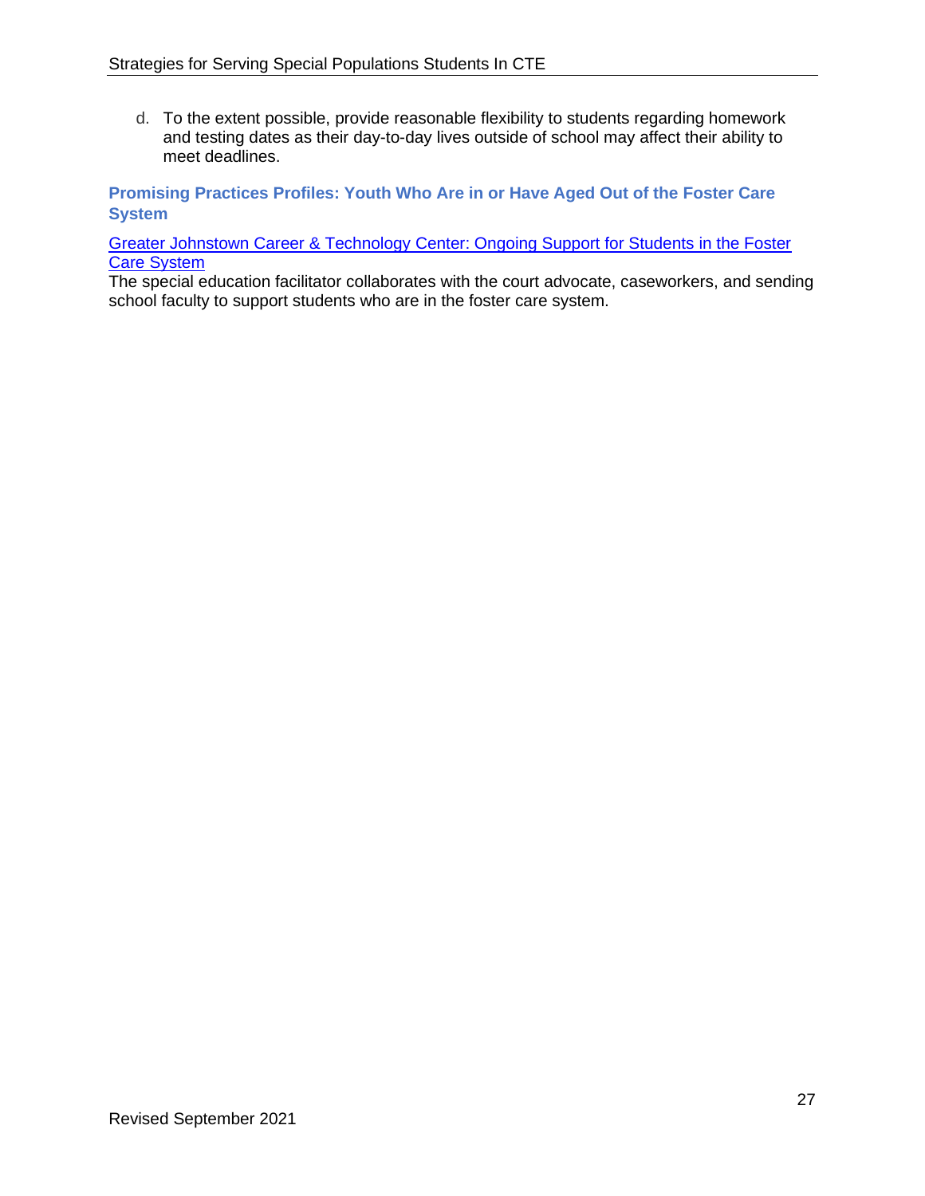d. To the extent possible, provide reasonable flexibility to students regarding homework and testing dates as their day-to-day lives outside of school may affect their ability to meet deadlines.

### Promising Practices Profiles: Youth Who Are in or Have Aged Out of the Foster Care System

Greater Johnstown Career & Technology Center: Ongoing Support for Students in the Foster Care System

The special education facilitator collaborates with the court advocate, caseworkers, and sending school faculty to support students who are in the foster care system.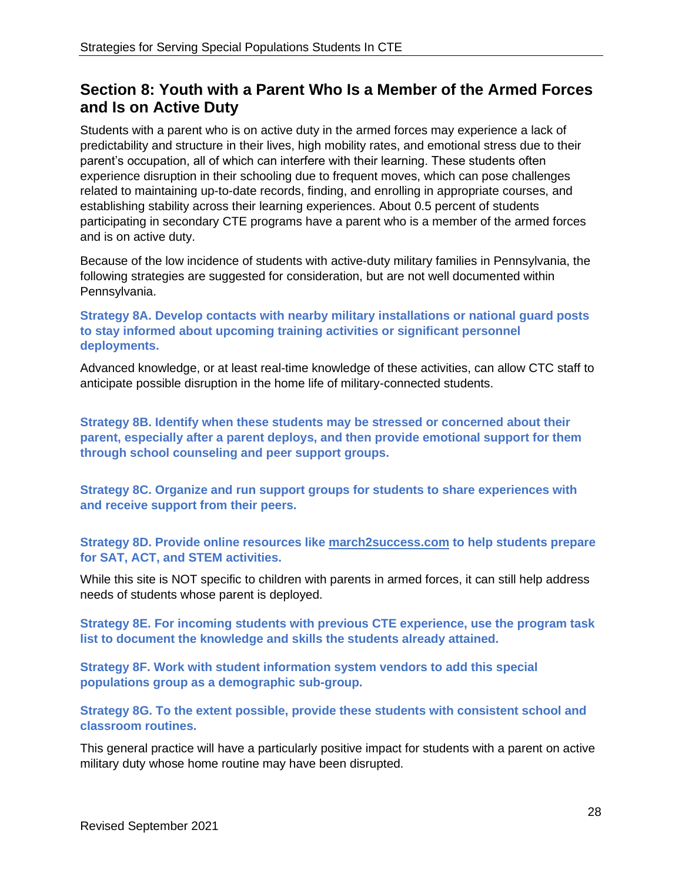## Section 8: Youth with a Parent Who Is a Member of the Armed Forces and Is on Active Duty

Students with a parent who is on active duty in the armed forces may experience a lack of predictability and structure in their lives, high mobility rates, and emotional stress due to their parent's occupation, all of which can interfere with their learning. These students often experience disruption in their schooling due to frequent moves, which can pose challenges related to maintaining up-to-date records, finding, and enrolling in appropriate courses, and establishing stability across their learning experiences. About 0.5 percent of students participating in secondary CTE programs have a parent who is a member of the armed forces and is on active duty.

Because of the low incidence of students with active-duty military families in Pennsylvania, the following strategies are suggested for consideration, but are not well documented within Pennsylvania.

**Strategy 8A. Develop contacts with nearby military installations or national guard posts to stay informed about upcoming training activities or significant personnel deployments.**

Advanced knowledge, or at least real-time knowledge of these activities, can allow CTC staff to anticipate possible disruption in the home life of military-connected students.

**Strategy 8B. Identify when these students may be stressed or concerned about their parent, especially after a parent deploys, and then provide emotional support for them through school counseling and peer support groups.**

**Strategy 8C. Organize and run support groups for students to share experiences with and receive support from their peers.**

**Strategy 8D. Provide online resources like march2success.com to help students prepare for SAT, ACT, and STEM activities.**

While this site is NOT specific to children with parents in armed forces, it can still help address needs of students whose parent is deployed.

**Strategy 8E. For incoming students with previous CTE experience, use the program task list to document the knowledge and skills the students already attained.**

**Strategy 8F. Work with student information system vendors to add this special populations group as a demographic sub-group.**

**Strategy 8G. To the extent possible, provide these students with consistent school and classroom routines.**

This general practice will have a particularly positive impact for students with a parent on active military duty whose home routine may have been disrupted.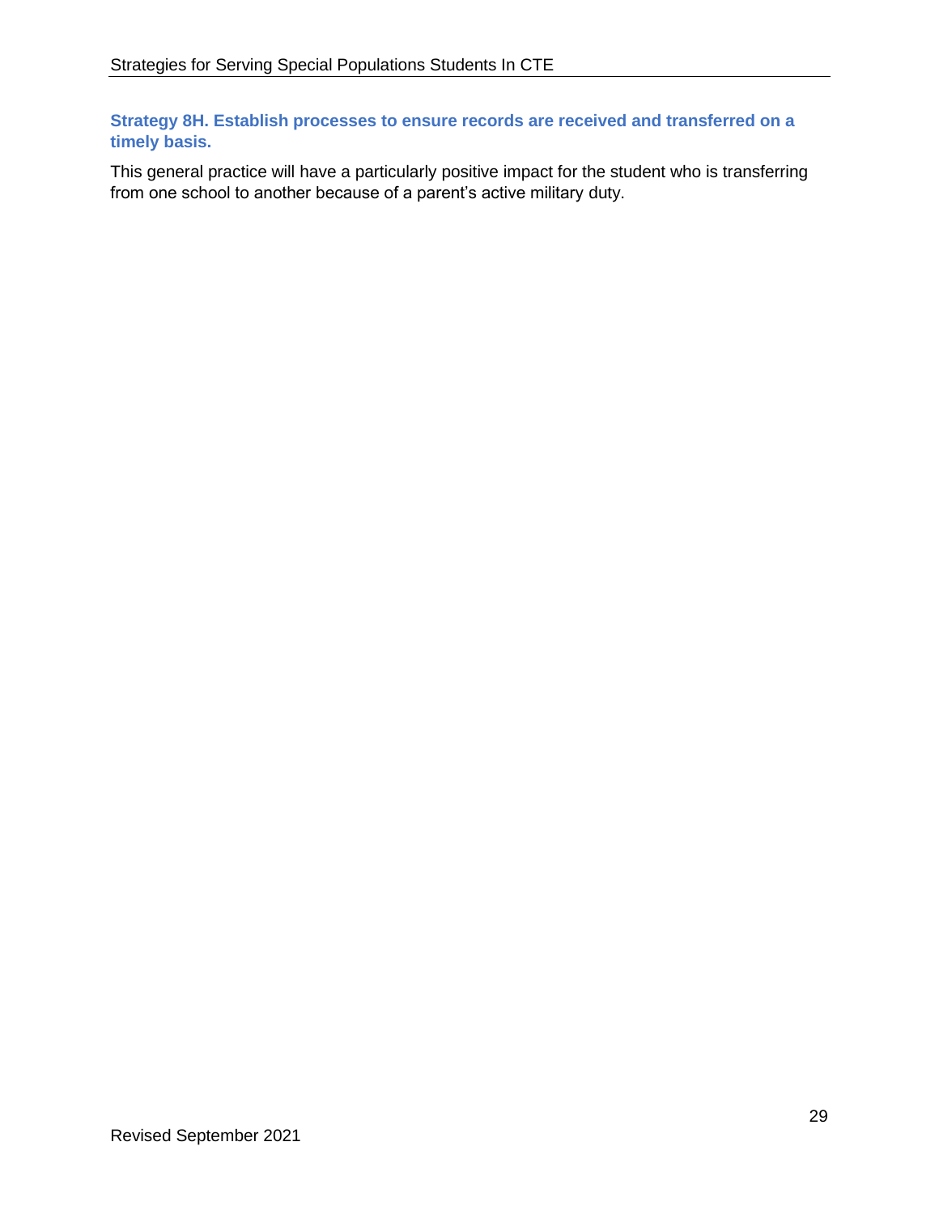### Strategy 8H. Establish processes to ensure records are received and transferred on a timely basis.

This general practice will have a particularly positive impact for the student who is transferring from one school to another because of a parent's active military duty.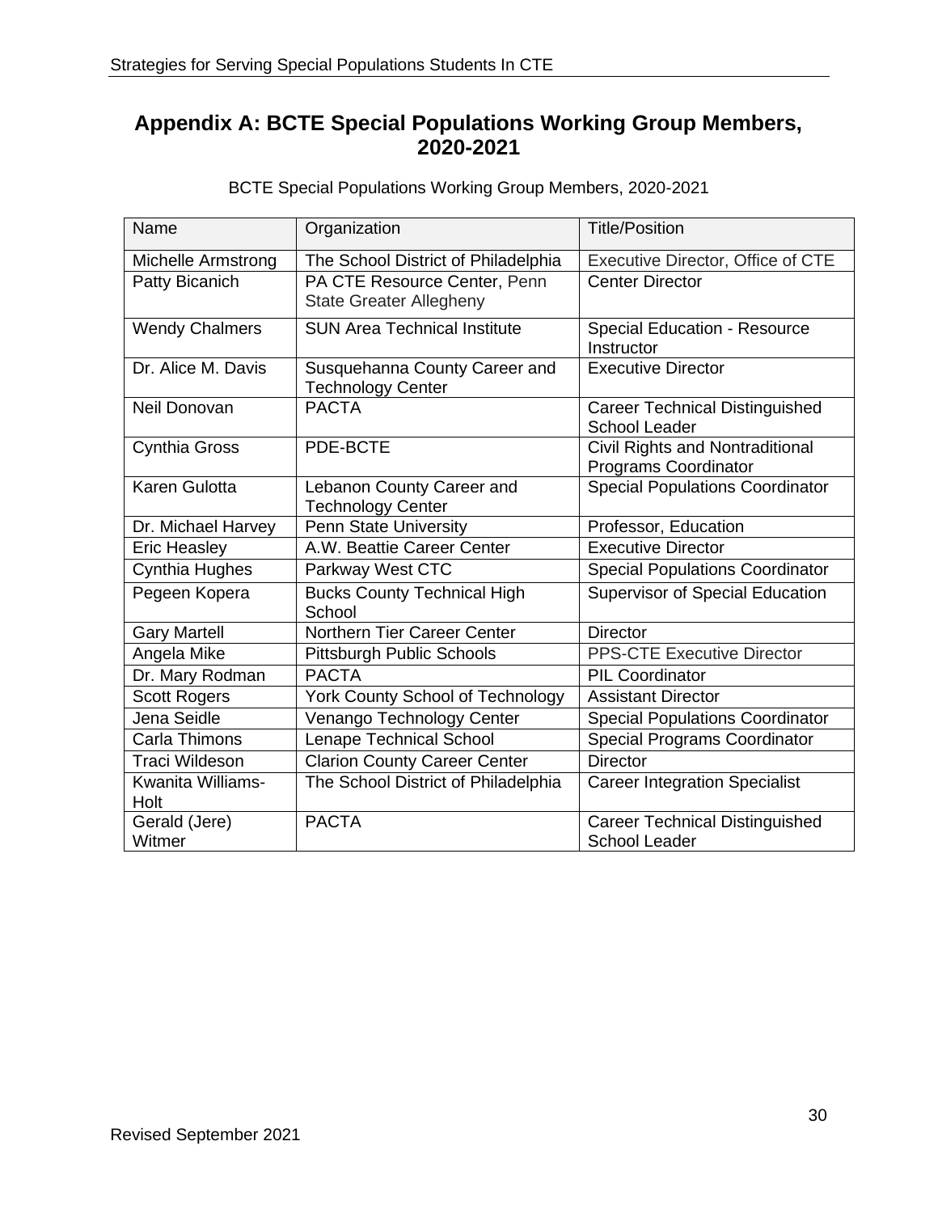## Appendix A: BCTE Special Populations Working Group Members, 2020-2021

BCTE Special Populations Working Group Members, 2020-2021

| Name | Organization | Title/Position |
|---|---|---|
| Michelle Armstrong | The School District of Philadelphia | Executive Director, Office of CTE |
| Patty Bicanich | PA CTE Resource Center, Penn State Greater Allegheny | Center Director |
| Wendy Chalmers | SUN Area Technical Institute | Special Education - Resource Instructor |
| Dr. Alice M. Davis | Susquehanna County Career and Technology Center | Executive Director |
| Neil Donovan | PACTA | Career Technical Distinguished School Leader |
| Cynthia Gross | PDE-BCTE | Civil Rights and Nontraditional Programs Coordinator |
| Karen Gulotta | Lebanon County Career and Technology Center | Special Populations Coordinator |
| Dr. Michael Harvey | Penn State University | Professor, Education |
| Eric Heasley | A.W. Beattie Career Center | Executive Director |
| Cynthia Hughes | Parkway West CTC | Special Populations Coordinator |
| Pegeen Kopera | Bucks County Technical High School | Supervisor of Special Education |
| Gary Martell | Northern Tier Career Center | Director |
| Angela Mike | Pittsburgh Public Schools | PPS-CTE Executive Director |
| Dr. Mary Rodman | PACTA | PIL Coordinator |
| Scott Rogers | York County School of Technology | Assistant Director |
| Jena Seidle | Venango Technology Center | Special Populations Coordinator |
| Carla Thimons | Lenape Technical School | Special Programs Coordinator |
| Traci Wildeson | Clarion County Career Center | Director |
| Kwanita Williams-Holt | The School District of Philadelphia | Career Integration Specialist |
| Gerald (Jere) Witmer | PACTA | Career Technical Distinguished School Leader |

Revised September 2021